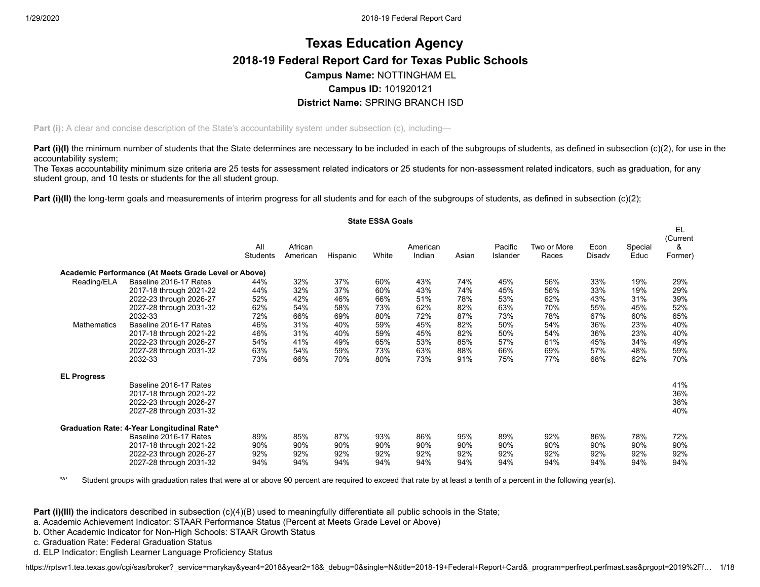# Texas Education Agency

## 2018-19 Federal Report Card for Texas Public Schools

**Campus Name:** NOTTINGHAM EL

**Campus ID:** 101920121

**District Name:** SPRING BRANCH ISD

Part (i): A clear and concise description of the State's accountability system under subsection (c), including—

**Part (i)(I)** the minimum number of students that the State determines are necessary to be included in each of the subgroups of students, as defined in subsection (c)(2), for use in the accountability system;
The Texas accountability minimum size criteria are 25 tests for assessment related indicators or 25 students for non-assessment related indicators, such as graduation, for any student group, and 10 tests or students for the all student group.

**Part (i)(II)** the long-term goals and measurements of interim progress for all students and for each of the subgroups of students, as defined in subsection (c)(2);

**State ESSA Goals**

| | | All Students | African American | Hispanic | White | American Indian | Asian | Pacific Islander | Two or More Races | Econ Disadv | Special Educ | EL (Current & Former) |
|---|---|---|---|---|---|---|---|---|---|---|---|---|
| **Academic Performance (At Meets Grade Level or Above)** | | | | | | | | | | | | |
| Reading/ELA | Baseline 2016-17 Rates | 44% | 32% | 37% | 60% | 43% | 74% | 45% | 56% | 33% | 19% | 29% |
| | 2017-18 through 2021-22 | 44% | 32% | 37% | 60% | 43% | 74% | 45% | 56% | 33% | 19% | 29% |
| | 2022-23 through 2026-27 | 52% | 42% | 46% | 66% | 51% | 78% | 53% | 62% | 43% | 31% | 39% |
| | 2027-28 through 2031-32 | 62% | 54% | 58% | 73% | 62% | 82% | 63% | 70% | 55% | 45% | 52% |
| | 2032-33 | 72% | 66% | 69% | 80% | 72% | 87% | 73% | 78% | 67% | 60% | 65% |
| Mathematics | Baseline 2016-17 Rates | 46% | 31% | 40% | 59% | 45% | 82% | 50% | 54% | 36% | 23% | 40% |
| | 2017-18 through 2021-22 | 46% | 31% | 40% | 59% | 45% | 82% | 50% | 54% | 36% | 23% | 40% |
| | 2022-23 through 2026-27 | 54% | 41% | 49% | 65% | 53% | 85% | 57% | 61% | 45% | 34% | 49% |
| | 2027-28 through 2031-32 | 63% | 54% | 59% | 73% | 63% | 88% | 66% | 69% | 57% | 48% | 59% |
| | 2032-33 | 73% | 66% | 70% | 80% | 73% | 91% | 75% | 77% | 68% | 62% | 70% |
| **EL Progress** | | | | | | | | | | | | |
| | Baseline 2016-17 Rates | | | | | | | | | | | 41% |
| | 2017-18 through 2021-22 | | | | | | | | | | | 36% |
| | 2022-23 through 2026-27 | | | | | | | | | | | 38% |
| | 2027-28 through 2031-32 | | | | | | | | | | | 40% |
| **Graduation Rate: 4-Year Longitudinal Rate^** | | | | | | | | | | | | |
| | Baseline 2016-17 Rates | 89% | 85% | 87% | 93% | 86% | 95% | 89% | 92% | 86% | 78% | 72% |
| | 2017-18 through 2021-22 | 90% | 90% | 90% | 90% | 90% | 90% | 90% | 90% | 90% | 90% | 90% |
| | 2022-23 through 2026-27 | 92% | 92% | 92% | 92% | 92% | 92% | 92% | 92% | 92% | 92% | 92% |
| | 2027-28 through 2031-32 | 94% | 94% | 94% | 94% | 94% | 94% | 94% | 94% | 94% | 94% | 94% |

'^' Student groups with graduation rates that were at or above 90 percent are required to exceed that rate by at least a tenth of a percent in the following year(s).

**Part (i)(III)** the indicators described in subsection (c)(4)(B) used to meaningfully differentiate all public schools in the State;

a. Academic Achievement Indicator: STAAR Performance Status (Percent at Meets Grade Level or Above)
b. Other Academic Indicator for Non-High Schools: STAAR Growth Status
c. Graduation Rate: Federal Graduation Status
d. ELP Indicator: English Learner Language Proficiency Status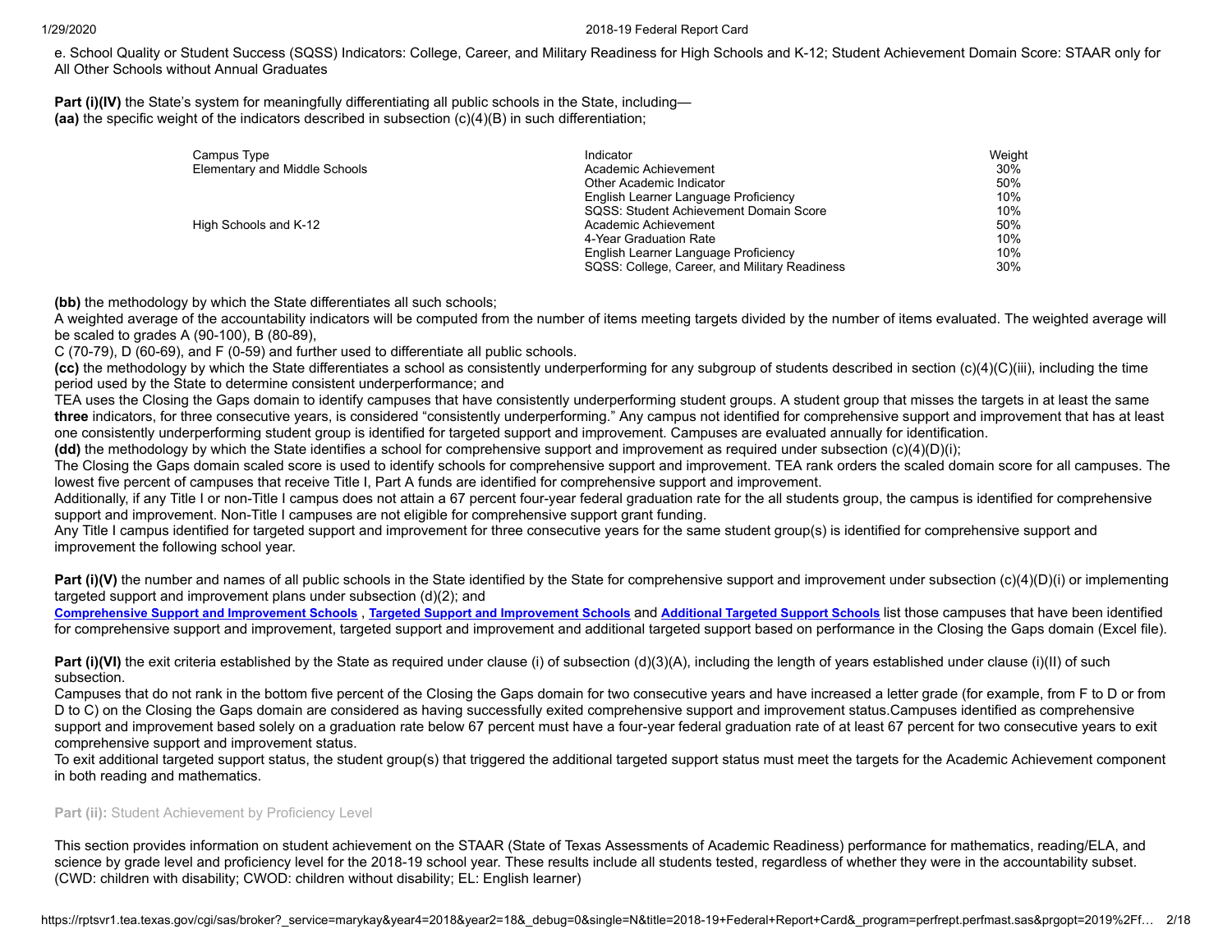e. School Quality or Student Success (SQSS) Indicators: College, Career, and Military Readiness for High Schools and K-12; Student Achievement Domain Score: STAAR only for All Other Schools without Annual Graduates

**Part (i)(IV)** the State's system for meaningfully differentiating all public schools in the State, including—
**(aa)** the specific weight of the indicators described in subsection (c)(4)(B) in such differentiation;

| Campus Type | Indicator | Weight |
|---|---|---|
| Elementary and Middle Schools | Academic Achievement | 30% |
| | Other Academic Indicator | 50% |
| | English Learner Language Proficiency | 10% |
| | SQSS: Student Achievement Domain Score | 10% |
| High Schools and K-12 | Academic Achievement | 50% |
| | 4-Year Graduation Rate | 10% |
| | English Learner Language Proficiency | 10% |
| | SQSS: College, Career, and Military Readiness | 30% |

**(bb)** the methodology by which the State differentiates all such schools;
A weighted average of the accountability indicators will be computed from the number of items meeting targets divided by the number of items evaluated. The weighted average will be scaled to grades A (90-100), B (80-89),
C (70-79), D (60-69), and F (0-59) and further used to differentiate all public schools.
**(cc)** the methodology by which the State differentiates a school as consistently underperforming for any subgroup of students described in section (c)(4)(C)(iii), including the time period used by the State to determine consistent underperformance; and
TEA uses the Closing the Gaps domain to identify campuses that have consistently underperforming student groups. A student group that misses the targets in at least the same **three** indicators, for three consecutive years, is considered "consistently underperforming." Any campus not identified for comprehensive support and improvement that has at least one consistently underperforming student group is identified for targeted support and improvement. Campuses are evaluated annually for identification.
**(dd)** the methodology by which the State identifies a school for comprehensive support and improvement as required under subsection (c)(4)(D)(i);
The Closing the Gaps domain scaled score is used to identify schools for comprehensive support and improvement. TEA rank orders the scaled domain score for all campuses. The lowest five percent of campuses that receive Title I, Part A funds are identified for comprehensive support and improvement.
Additionally, if any Title I or non-Title I campus does not attain a 67 percent four-year federal graduation rate for the all students group, the campus is identified for comprehensive support and improvement. Non-Title I campuses are not eligible for comprehensive support grant funding.
Any Title I campus identified for targeted support and improvement for three consecutive years for the same student group(s) is identified for comprehensive support and improvement the following school year.

**Part (i)(V)** the number and names of all public schools in the State identified by the State for comprehensive support and improvement under subsection (c)(4)(D)(i) or implementing targeted support and improvement plans under subsection (d)(2); and
**Comprehensive Support and Improvement Schools** , **Targeted Support and Improvement Schools** and **Additional Targeted Support Schools** list those campuses that have been identified for comprehensive support and improvement, targeted support and improvement and additional targeted support based on performance in the Closing the Gaps domain (Excel file).

**Part (i)(VI)** the exit criteria established by the State as required under clause (i) of subsection (d)(3)(A), including the length of years established under clause (i)(II) of such subsection.
Campuses that do not rank in the bottom five percent of the Closing the Gaps domain for two consecutive years and have increased a letter grade (for example, from F to D or from D to C) on the Closing the Gaps domain are considered as having successfully exited comprehensive support and improvement status.Campuses identified as comprehensive support and improvement based solely on a graduation rate below 67 percent must have a four-year federal graduation rate of at least 67 percent for two consecutive years to exit comprehensive support and improvement status.
To exit additional targeted support status, the student group(s) that triggered the additional targeted support status must meet the targets for the Academic Achievement component in both reading and mathematics.

**Part (ii):** Student Achievement by Proficiency Level

This section provides information on student achievement on the STAAR (State of Texas Assessments of Academic Readiness) performance for mathematics, reading/ELA, and science by grade level and proficiency level for the 2018-19 school year. These results include all students tested, regardless of whether they were in the accountability subset. (CWD: children with disability; CWOD: children without disability; EL: English learner)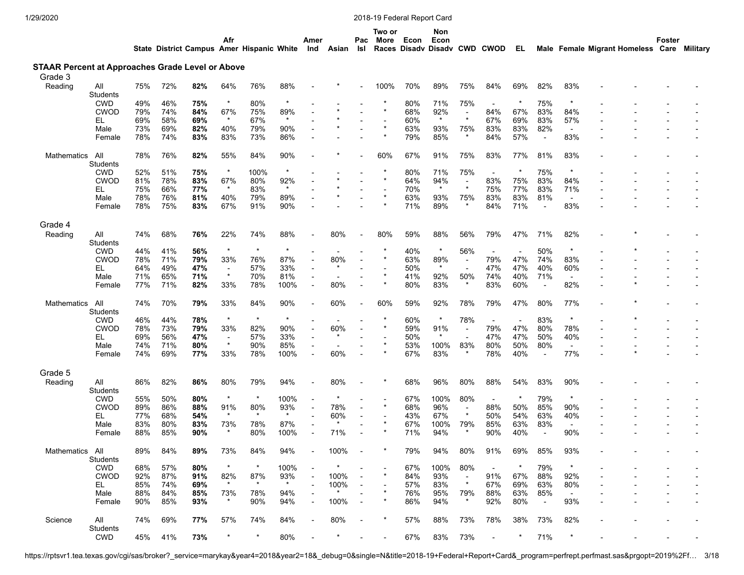## STAAR Percent at Approaches Grade Level or Above

| | | State | District | Campus | Afr Amer | Hispanic | White | Amer Ind | Asian | Pac Isl | Two or More Races | Econ Disadv | Non Econ Disadv | CWD | CWOD | EL | Male | Female | Migrant | Homeless | Foster Care | Military |
|---|---|---|---|---|---|---|---|---|---|---|---|---|---|---|---|---|---|---|---|---|---|---|
| **Grade 3** | | | | | | | | | | | | | | | | | | | | | | |
| Reading | All Students | 75% | 72% | **82%** | 64% | 76% | 88% | - | * | - | 100% | 70% | 89% | 75% | 84% | 69% | 82% | 83% | - | - | - | - |
| | CWD | 49% | 46% | **75%** | * | 80% | * | - | - | - | * | 80% | 71% | 75% | - | * | 75% | * | - | - | - | - |
| | CWOD | 79% | 74% | **84%** | 67% | 75% | 89% | - | * | - | * | 68% | 92% | - | 84% | 67% | 83% | 84% | - | - | - | - |
| | EL | 69% | 58% | **69%** | * | 67% | * | - | * | - | - | 60% | * | * | 67% | 69% | 83% | 57% | - | - | - | - |
| | Male | 73% | 69% | **82%** | 40% | 79% | 90% | - | * | - | * | 63% | 93% | 75% | 83% | 83% | 82% | - | - | - | - | - |
| | Female | 78% | 74% | **83%** | 83% | 73% | 86% | - | - | - | * | 79% | 85% | * | 84% | 57% | - | 83% | - | - | - | - |
| Mathematics | All Students | 78% | 76% | **82%** | 55% | 84% | 90% | - | * | - | 60% | 67% | 91% | 75% | 83% | 77% | 81% | 83% | - | - | - | - |
| | CWD | 52% | 51% | **75%** | * | 100% | * | - | - | - | * | 80% | 71% | 75% | - | * | 75% | * | - | - | - | - |
| | CWOD | 81% | 78% | **83%** | 67% | 80% | 92% | - | * | - | * | 64% | 94% | - | 83% | 75% | 83% | 84% | - | - | - | - |
| | EL | 75% | 66% | **77%** | * | 83% | * | - | * | - | - | 70% | * | * | 75% | 77% | 83% | 71% | - | - | - | - |
| | Male | 78% | 76% | **81%** | 40% | 79% | 89% | - | * | - | * | 63% | 93% | 75% | 83% | 83% | 81% | - | - | - | - | - |
| | Female | 78% | 75% | **83%** | 67% | 91% | 90% | - | - | - | * | 71% | 89% | * | 84% | 71% | - | 83% | - | - | - | - |
| **Grade 4** | | | | | | | | | | | | | | | | | | | | | | |
| Reading | All Students | 74% | 68% | **76%** | 22% | 74% | 88% | - | 80% | - | 80% | 59% | 88% | 56% | 79% | 47% | 71% | 82% | - | * | - | - |
| | CWD | 44% | 41% | **56%** | * | * | * | - | - | - | * | 40% | * | 56% | - | - | 50% | * | - | * | - | - |
| | CWOD | 78% | 71% | **79%** | 33% | 76% | 87% | - | 80% | - | * | 63% | 89% | - | 79% | 47% | 74% | 83% | - | - | - | - |
| | EL | 64% | 49% | **47%** | - | 57% | 33% | - | * | - | - | 50% | * | - | 47% | 47% | 40% | 60% | - | - | - | - |
| | Male | 71% | 65% | **71%** | * | 70% | 81% | - | - | - | * | 41% | 92% | 50% | 74% | 40% | 71% | - | - | - | - | - |
| | Female | 77% | 71% | **82%** | 33% | 78% | 100% | - | 80% | - | * | 80% | 83% | * | 83% | 60% | - | 82% | - | * | - | - |
| Mathematics | All Students | 74% | 70% | **79%** | 33% | 84% | 90% | - | 60% | - | 60% | 59% | 92% | 78% | 79% | 47% | 80% | 77% | - | * | - | - |
| | CWD | 46% | 44% | **78%** | * | * | * | - | - | - | * | 60% | * | 78% | - | - | 83% | * | - | * | - | - |
| | CWOD | 78% | 73% | **79%** | 33% | 82% | 90% | - | 60% | - | * | 59% | 91% | - | 79% | 47% | 80% | 78% | - | - | - | - |
| | EL | 69% | 56% | **47%** | - | 57% | 33% | - | * | - | - | 50% | * | - | 47% | 47% | 50% | 40% | - | - | - | - |
| | Male | 74% | 71% | **80%** | * | 90% | 85% | - | - | - | * | 53% | 100% | 83% | 80% | 50% | 80% | - | - | - | - | - |
| | Female | 74% | 69% | **77%** | 33% | 78% | 100% | - | 60% | - | * | 67% | 83% | * | 78% | 40% | - | 77% | - | * | - | - |
| **Grade 5** | | | | | | | | | | | | | | | | | | | | | | |
| Reading | All Students | 86% | 82% | **86%** | 80% | 79% | 94% | - | 80% | - | * | 68% | 96% | 80% | 88% | 54% | 83% | 90% | - | - | - | - |
| | CWD | 55% | 50% | **80%** | * | * | 100% | - | * | - | - | 67% | 100% | 80% | - | * | 79% | * | - | - | - | - |
| | CWOD | 89% | 86% | **88%** | 91% | 80% | 93% | - | 78% | - | * | 68% | 96% | - | 88% | 50% | 85% | 90% | - | - | - | - |
| | EL | 77% | 68% | **54%** | * | * | * | - | 60% | - | - | 43% | 67% | * | 50% | 54% | 63% | 40% | - | - | - | - |
| | Male | 83% | 80% | **83%** | 73% | 78% | 87% | - | * | - | * | 67% | 100% | 79% | 85% | 63% | 83% | - | - | - | - | - |
| | Female | 88% | 85% | **90%** | * | 80% | 100% | - | 71% | - | * | 71% | 94% | * | 90% | 40% | - | 90% | - | - | - | - |
| Mathematics | All Students | 89% | 84% | **89%** | 73% | 84% | 94% | - | 100% | - | * | 79% | 94% | 80% | 91% | 69% | 85% | 93% | - | - | - | - |
| | CWD | 68% | 57% | **80%** | * | * | 100% | - | * | - | - | 67% | 100% | 80% | - | * | 79% | * | - | - | - | - |
| | CWOD | 92% | 87% | **91%** | 82% | 87% | 93% | - | 100% | - | * | 84% | 93% | - | 91% | 67% | 88% | 92% | - | - | - | - |
| | EL | 85% | 74% | **69%** | * | * | * | - | 100% | - | - | 57% | 83% | * | 67% | 69% | 63% | 80% | - | - | - | - |
| | Male | 88% | 84% | **85%** | 73% | 78% | 94% | - | * | - | * | 76% | 95% | 79% | 88% | 63% | 85% | - | - | - | - | - |
| | Female | 90% | 85% | **93%** | * | 90% | 94% | - | 100% | - | * | 86% | 94% | * | 92% | 80% | - | 93% | - | - | - | - |
| Science | All Students | 74% | 69% | **77%** | 57% | 74% | 84% | - | 80% | - | * | 57% | 88% | 73% | 78% | 38% | 73% | 82% | - | - | - | - |
| | CWD | 45% | 41% | **73%** | * | * | 80% | - | * | - | - | 67% | 83% | 73% | - | * | 71% | * | - | - | - | - |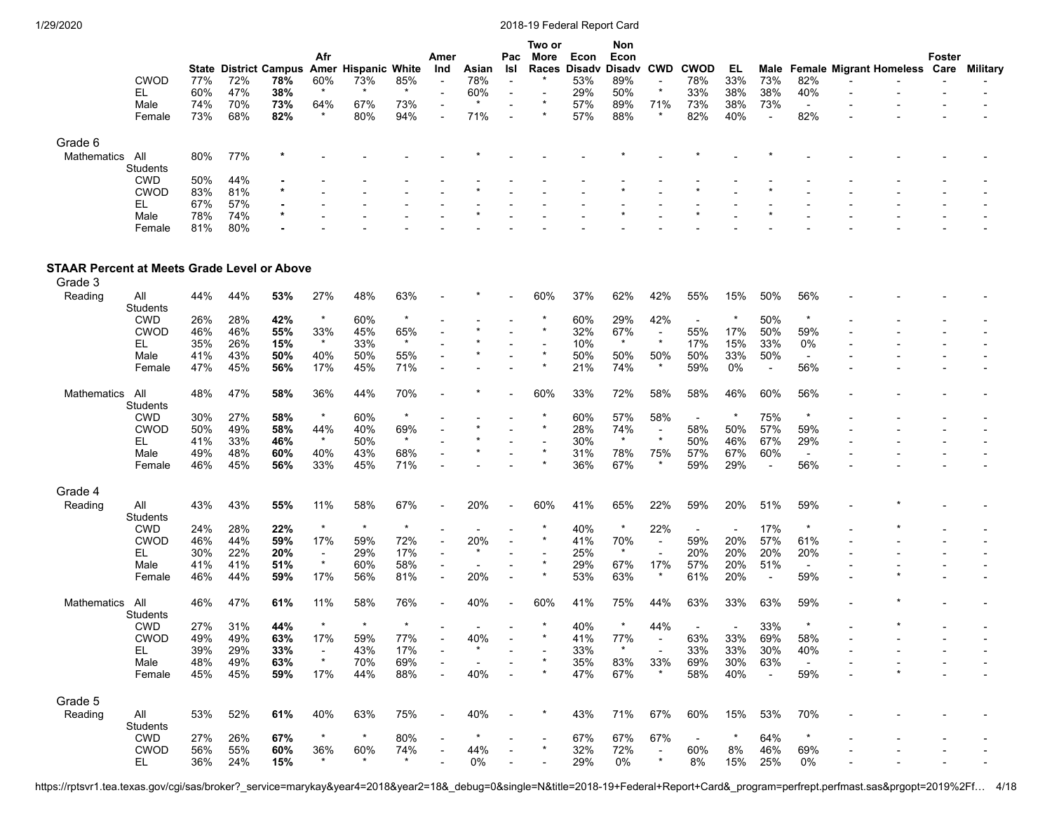| | | State | District | Campus | Afr Amer | Hispanic | White | Amer Ind | Asian | Pac Isl | Two or More Races | Econ Disadv | Non Econ Disadv | CWD | CWOD | EL | Male | Female | Migrant | Homeless | Foster Care | Military |
|---|---|---|---|---|---|---|---|---|---|---|---|---|---|---|---|---|---|---|---|---|---|---|
| | CWOD | 77% | 72% | **78%** | 60% | 73% | 85% | - | 78% | - | * | 53% | 89% | - | 78% | 33% | 73% | 82% | - | - | - | - |
| | EL | 60% | 47% | **38%** | * | * | * | - | 60% | - | - | 29% | 50% | * | 33% | 38% | 38% | 40% | - | - | - | - |
| | Male | 74% | 70% | **73%** | 64% | 67% | 73% | - | * | - | * | 57% | 89% | 71% | 73% | 38% | 73% | - | - | - | - | - |
| | Female | 73% | 68% | **82%** | * | 80% | 94% | - | 71% | - | * | 57% | 88% | * | 82% | 40% | - | 82% | - | - | - | - |
| **Grade 6** | | | | | | | | | | | | | | | | | | | | | | |
| Mathematics | All Students | 80% | 77% | * | - | - | - | - | * | - | - | - | * | - | * | - | * | - | - | - | - | - |
| | CWD | 50% | 44% | **-** | - | - | - | - | - | - | - | - | - | - | - | - | - | - | - | - | - | - |
| | CWOD | 83% | 81% | * | - | - | - | - | * | - | - | - | * | - | * | - | * | - | - | - | - | - |
| | EL | 67% | 57% | **-** | - | - | - | - | - | - | - | - | - | - | - | - | - | - | - | - | - | - |
| | Male | 78% | 74% | * | - | - | - | - | * | - | - | - | * | - | * | - | * | - | - | - | - | - |
| | Female | 81% | 80% | **-** | - | - | - | - | - | - | - | - | - | - | - | - | - | - | - | - | - | - |

## STAAR Percent at Meets Grade Level or Above

| | | State | District | Campus | Afr Amer | Hispanic | White | Amer Ind | Asian | Pac Isl | Two or More Races | Econ Disadv | Non Econ Disadv | CWD | CWOD | EL | Male | Female | Migrant | Homeless | Foster Care | Military |
|---|---|---|---|---|---|---|---|---|---|---|---|---|---|---|---|---|---|---|---|---|---|---|
| **Grade 3** | | | | | | | | | | | | | | | | | | | | | | |
| Reading | All Students | 44% | 44% | **53%** | 27% | 48% | 63% | - | * | - | 60% | 37% | 62% | 42% | 55% | 15% | 50% | 56% | - | - | - | - |
| | CWD | 26% | 28% | **42%** | * | 60% | * | - | - | - | * | 60% | 29% | 42% | - | * | 50% | * | - | - | - | - |
| | CWOD | 46% | 46% | **55%** | 33% | 45% | 65% | - | * | - | * | 32% | 67% | - | 55% | 17% | 50% | 59% | - | - | - | - |
| | EL | 35% | 26% | **15%** | * | 33% | * | - | * | - | - | 10% | * | * | 17% | 15% | 33% | 0% | - | - | - | - |
| | Male | 41% | 43% | **50%** | 40% | 50% | 55% | - | * | - | * | 50% | 50% | 50% | 50% | 33% | 50% | - | - | - | - | - |
| | Female | 47% | 45% | **56%** | 17% | 45% | 71% | - | - | - | * | 21% | 74% | * | 59% | 0% | - | 56% | - | - | - | - |
| Mathematics | All Students | 48% | 47% | **58%** | 36% | 44% | 70% | - | * | - | 60% | 33% | 72% | 58% | 58% | 46% | 60% | 56% | - | - | - | - |
| | CWD | 30% | 27% | **58%** | * | 60% | * | - | - | - | * | 60% | 57% | 58% | - | * | 75% | * | - | - | - | - |
| | CWOD | 50% | 49% | **58%** | 44% | 40% | 69% | - | * | - | * | 28% | 74% | - | 58% | 50% | 57% | 59% | - | - | - | - |
| | EL | 41% | 33% | **46%** | * | 50% | * | - | * | - | - | 30% | * | * | 50% | 46% | 67% | 29% | - | - | - | - |
| | Male | 49% | 48% | **60%** | 40% | 43% | 68% | - | * | - | * | 31% | 78% | 75% | 57% | 67% | 60% | - | - | - | - | - |
| | Female | 46% | 45% | **56%** | 33% | 45% | 71% | - | - | - | * | 36% | 67% | * | 59% | 29% | - | 56% | - | - | - | - |
| **Grade 4** | | | | | | | | | | | | | | | | | | | | | | |
| Reading | All Students | 43% | 43% | **55%** | 11% | 58% | 67% | - | 20% | - | 60% | 41% | 65% | 22% | 59% | 20% | 51% | 59% | - | * | - | - |
| | CWD | 24% | 28% | **22%** | * | * | * | - | - | - | * | 40% | * | 22% | - | - | 17% | * | - | * | - | - |
| | CWOD | 46% | 44% | **59%** | 17% | 59% | 72% | - | 20% | - | * | 41% | 70% | - | 59% | 20% | 57% | 61% | - | - | - | - |
| | EL | 30% | 22% | **20%** | - | 29% | 17% | - | * | - | - | 25% | * | - | 20% | 20% | 20% | 20% | - | - | - | - |
| | Male | 41% | 41% | **51%** | * | 60% | 58% | - | - | - | * | 29% | 67% | 17% | 57% | 20% | 51% | - | - | - | - | - |
| | Female | 46% | 44% | **59%** | 17% | 56% | 81% | - | 20% | - | * | 53% | 63% | * | 61% | 20% | - | 59% | - | * | - | - |
| Mathematics | All Students | 46% | 47% | **61%** | 11% | 58% | 76% | - | 40% | - | 60% | 41% | 75% | 44% | 63% | 33% | 63% | 59% | - | * | - | - |
| | CWD | 27% | 31% | **44%** | * | * | * | - | - | - | * | 40% | * | 44% | - | - | 33% | * | - | * | - | - |
| | CWOD | 49% | 49% | **63%** | 17% | 59% | 77% | - | 40% | - | * | 41% | 77% | - | 63% | 33% | 69% | 58% | - | - | - | - |
| | EL | 39% | 29% | **33%** | - | 43% | 17% | - | * | - | - | 33% | * | - | 33% | 33% | 30% | 40% | - | - | - | - |
| | Male | 48% | 49% | **63%** | * | 70% | 69% | - | - | - | * | 35% | 83% | 33% | 69% | 30% | 63% | - | - | - | - | - |
| | Female | 45% | 45% | **59%** | 17% | 44% | 88% | - | 40% | - | * | 47% | 67% | * | 58% | 40% | - | 59% | - | * | - | - |
| **Grade 5** | | | | | | | | | | | | | | | | | | | | | | |
| Reading | All Students | 53% | 52% | **61%** | 40% | 63% | 75% | - | 40% | - | * | 43% | 71% | 67% | 60% | 15% | 53% | 70% | - | - | - | - |
| | CWD | 27% | 26% | **67%** | * | * | 80% | - | * | - | - | 67% | 67% | 67% | - | * | 64% | * | - | - | - | - |
| | CWOD | 56% | 55% | **60%** | 36% | 60% | 74% | - | 44% | - | * | 32% | 72% | - | 60% | 8% | 46% | 69% | - | - | - | - |
| | EL | 36% | 24% | **15%** | * | * | * | - | 0% | - | - | 29% | 0% | * | 8% | 15% | 25% | 0% | - | - | - | - |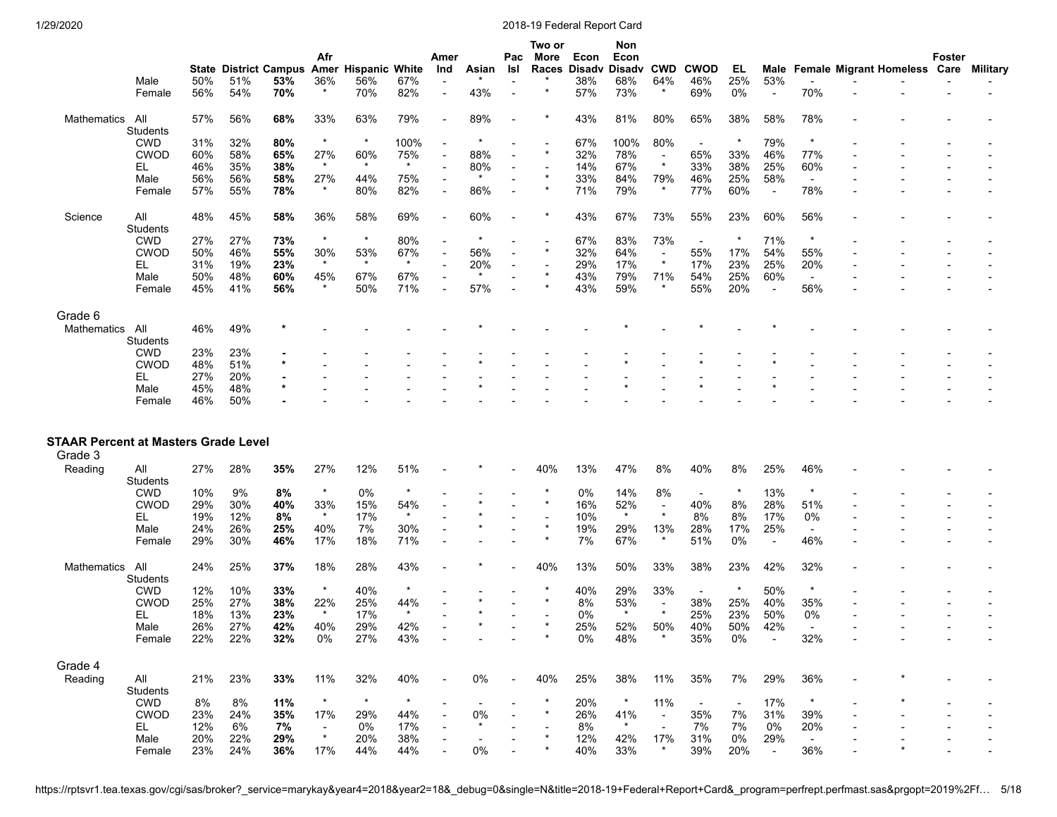| | | State | District | Campus | Afr Amer | Hispanic | White | Amer Ind | Asian | Pac Isl | Two or More Races | Econ Disadv | Non Econ Disadv | CWD | CWOD | EL | Male | Female | Migrant | Homeless | Foster Care | Military |
|---|---|---|---|---|---|---|---|---|---|---|---|---|---|---|---|---|---|---|---|---|---|---|
| | Male | 50% | 51% | **53%** | 36% | 56% | 67% | - | * | - | * | 38% | 68% | 64% | 46% | 25% | 53% | - | - | - | - | - |
| | Female | 56% | 54% | **70%** | * | 70% | 82% | - | 43% | - | * | 57% | 73% | * | 69% | 0% | - | 70% | - | - | - | - |
| Mathematics | All Students | 57% | 56% | **68%** | 33% | 63% | 79% | - | 89% | - | * | 43% | 81% | 80% | 65% | 38% | 58% | 78% | - | - | - | - |
| | CWD | 31% | 32% | **80%** | * | * | 100% | - | * | - | - | 67% | 100% | 80% | - | * | 79% | * | - | - | - | - |
| | CWOD | 60% | 58% | **65%** | 27% | 60% | 75% | - | 88% | - | * | 32% | 78% | - | 65% | 33% | 46% | 77% | - | - | - | - |
| | EL | 46% | 35% | **38%** | * | * | * | - | 80% | - | - | 14% | 67% | * | 33% | 38% | 25% | 60% | - | - | - | - |
| | Male | 56% | 56% | **58%** | 27% | 44% | 75% | - | * | - | * | 33% | 84% | 79% | 46% | 25% | 58% | - | - | - | - | - |
| | Female | 57% | 55% | **78%** | * | 80% | 82% | - | 86% | - | * | 71% | 79% | * | 77% | 60% | - | 78% | - | - | - | - |
| Science | All Students | 48% | 45% | **58%** | 36% | 58% | 69% | - | 60% | - | * | 43% | 67% | 73% | 55% | 23% | 60% | 56% | - | - | - | - |
| | CWD | 27% | 27% | **73%** | * | * | 80% | - | * | - | - | 67% | 83% | 73% | - | * | 71% | * | - | - | - | - |
| | CWOD | 50% | 46% | **55%** | 30% | 53% | 67% | - | 56% | - | * | 32% | 64% | - | 55% | 17% | 54% | 55% | - | - | - | - |
| | EL | 31% | 19% | **23%** | * | * | * | - | 20% | - | - | 29% | 17% | * | 17% | 23% | 25% | 20% | - | - | - | - |
| | Male | 50% | 48% | **60%** | 45% | 67% | 67% | - | * | - | * | 43% | 79% | 71% | 54% | 25% | 60% | - | - | - | - | - |
| | Female | 45% | 41% | **56%** | * | 50% | 71% | - | 57% | - | * | 43% | 59% | * | 55% | 20% | - | 56% | - | - | - | - |
| Grade 6 | | | | | | | | | | | | | | | | | | | | | | |
| Mathematics | All Students | 46% | 49% | * | - | - | - | - | * | - | - | - | * | - | * | - | * | - | - | - | - | - |
| | CWD | 23% | 23% | - | - | - | - | - | - | - | - | - | - | - | - | - | - | - | - | - | - | - |
| | CWOD | 48% | 51% | * | - | - | - | - | * | - | - | - | * | - | * | - | * | - | - | - | - | - |
| | EL | 27% | 20% | - | - | - | - | - | - | - | - | - | - | - | - | - | - | - | - | - | - | - |
| | Male | 45% | 48% | * | - | - | - | - | * | - | - | - | * | - | * | - | * | - | - | - | - | - |
| | Female | 46% | 50% | - | - | - | - | - | - | - | - | - | - | - | - | - | - | - | - | - | - | - |

**STAAR Percent at Masters Grade Level**

| | | State | District | Campus | Afr Amer | Hispanic | White | Amer Ind | Asian | Pac Isl | Two or More Races | Econ Disadv | Non Econ Disadv | CWD | CWOD | EL | Male | Female | Migrant | Homeless | Foster Care | Military |
|---|---|---|---|---|---|---|---|---|---|---|---|---|---|---|---|---|---|---|---|---|---|---|
| Grade 3 | | | | | | | | | | | | | | | | | | | | | | |
| Reading | All Students | 27% | 28% | **35%** | 27% | 12% | 51% | - | * | - | 40% | 13% | 47% | 8% | 40% | 8% | 25% | 46% | - | - | - | - |
| | CWD | 10% | 9% | **8%** | * | 0% | * | - | - | - | * | 0% | 14% | 8% | - | * | 13% | * | - | - | - | - |
| | CWOD | 29% | 30% | **40%** | 33% | 15% | 54% | - | * | - | * | 16% | 52% | - | 40% | 8% | 28% | 51% | - | - | - | - |
| | EL | 19% | 12% | **8%** | * | 17% | * | - | * | - | - | 10% | * | * | 8% | 8% | 17% | 0% | - | - | - | - |
| | Male | 24% | 26% | **25%** | 40% | 7% | 30% | - | * | - | * | 19% | 29% | 13% | 28% | 17% | 25% | - | - | - | - | - |
| | Female | 29% | 30% | **46%** | 17% | 18% | 71% | - | - | - | * | 7% | 67% | * | 51% | 0% | - | 46% | - | - | - | - |
| Mathematics | All Students | 24% | 25% | **37%** | 18% | 28% | 43% | - | * | - | 40% | 13% | 50% | 33% | 38% | 23% | 42% | 32% | - | - | - | - |
| | CWD | 12% | 10% | **33%** | * | 40% | * | - | - | - | * | 40% | 29% | 33% | - | * | 50% | * | - | - | - | - |
| | CWOD | 25% | 27% | **38%** | 22% | 25% | 44% | - | * | - | * | 8% | 53% | - | 38% | 25% | 40% | 35% | - | - | - | - |
| | EL | 18% | 13% | **23%** | * | 17% | * | - | * | - | - | 0% | * | * | 25% | 23% | 50% | 0% | - | - | - | - |
| | Male | 26% | 27% | **42%** | 40% | 29% | 42% | - | * | - | * | 25% | 52% | 50% | 40% | 50% | 42% | - | - | - | - | - |
| | Female | 22% | 22% | **32%** | 0% | 27% | 43% | - | - | - | * | 0% | 48% | * | 35% | 0% | - | 32% | - | - | - | - |
| Grade 4 | | | | | | | | | | | | | | | | | | | | | | |
| Reading | All Students | 21% | 23% | **33%** | 11% | 32% | 40% | - | 0% | - | 40% | 25% | 38% | 11% | 35% | 7% | 29% | 36% | - | * | - | - |
| | CWD | 8% | 8% | **11%** | * | * | * | - | - | - | * | 20% | * | 11% | - | - | 17% | * | - | * | - | - |
| | CWOD | 23% | 24% | **35%** | 17% | 29% | 44% | - | 0% | - | * | 26% | 41% | - | 35% | 7% | 31% | 39% | - | - | - | - |
| | EL | 12% | 6% | **7%** | - | 0% | 17% | - | * | - | - | 8% | * | - | 7% | 7% | 0% | 20% | - | - | - | - |
| | Male | 20% | 22% | **29%** | * | 20% | 38% | - | - | - | * | 12% | 42% | 17% | 31% | 0% | 29% | - | - | - | - | - |
| | Female | 23% | 24% | **36%** | 17% | 44% | 44% | - | 0% | - | * | 40% | 33% | * | 39% | 20% | - | 36% | - | * | - | - |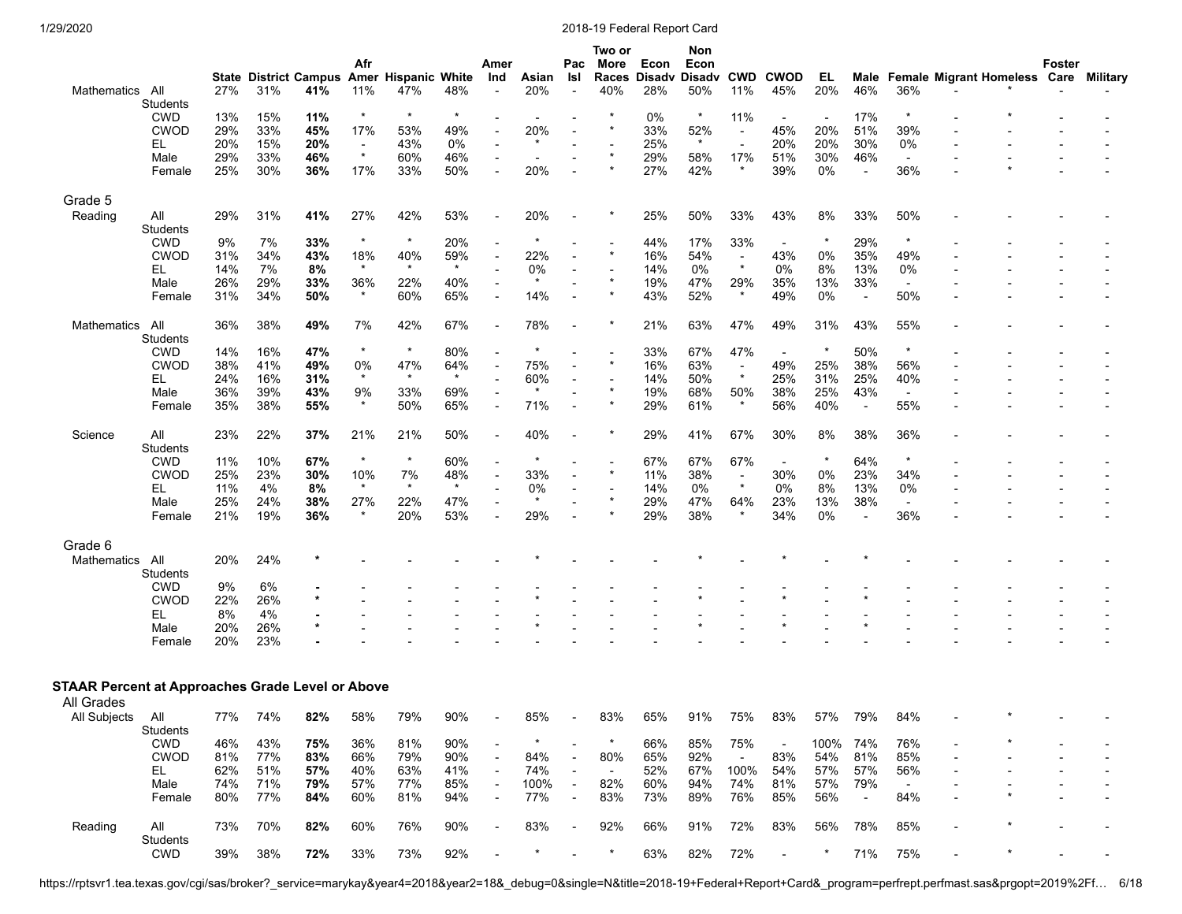| | | State | District | Campus | Afr Amer | Hispanic | White | Amer Ind | Asian | Pac Isl | Two or More Races | Econ Disadv | Non Econ Disadv | CWD | CWOD | EL | Male | Female | Migrant | Homeless | Foster Care | Military |
|---|---|---|---|---|---|---|---|---|---|---|---|---|---|---|---|---|---|---|---|---|---|---|
| Mathematics | All Students | 27% | 31% | **41%** | 11% | 47% | 48% | - | 20% | - | 40% | 28% | 50% | 11% | 45% | 20% | 46% | 36% | - | * | - | - |
| | CWD | 13% | 15% | **11%** | * | * | * | - | - | - | * | 0% | * | 11% | - | - | 17% | * | - | * | - | - |
| | CWOD | 29% | 33% | **45%** | 17% | 53% | 49% | - | 20% | - | * | 33% | 52% | - | 45% | 20% | 51% | 39% | - | - | - | - |
| | EL | 20% | 15% | **20%** | - | 43% | 0% | - | * | - | - | 25% | * | - | 20% | 20% | 30% | 0% | - | - | - | - |
| | Male | 29% | 33% | **46%** | * | 60% | 46% | - | - | - | * | 29% | 58% | 17% | 51% | 30% | 46% | - | - | - | - | - |
| | Female | 25% | 30% | **36%** | 17% | 33% | 50% | - | 20% | - | * | 27% | 42% | * | 39% | 0% | - | 36% | - | * | - | - |
| **Grade 5** | | | | | | | | | | | | | | | | | | | | | | |
| Reading | All Students | 29% | 31% | **41%** | 27% | 42% | 53% | - | 20% | - | * | 25% | 50% | 33% | 43% | 8% | 33% | 50% | - | - | - | - |
| | CWD | 9% | 7% | **33%** | * | * | 20% | - | * | - | - | 44% | 17% | 33% | - | * | 29% | * | - | - | - | - |
| | CWOD | 31% | 34% | **43%** | 18% | 40% | 59% | - | 22% | - | * | 16% | 54% | - | 43% | 0% | 35% | 49% | - | - | - | - |
| | EL | 14% | 7% | **8%** | * | * | * | - | 0% | - | - | 14% | 0% | * | 0% | 8% | 13% | 0% | - | - | - | - |
| | Male | 26% | 29% | **33%** | 36% | 22% | 40% | - | * | - | * | 19% | 47% | 29% | 35% | 13% | 33% | - | - | - | - | - |
| | Female | 31% | 34% | **50%** | * | 60% | 65% | - | 14% | - | * | 43% | 52% | * | 49% | 0% | - | 50% | - | - | - | - |
| Mathematics | All Students | 36% | 38% | **49%** | 7% | 42% | 67% | - | 78% | - | * | 21% | 63% | 47% | 49% | 31% | 43% | 55% | - | - | - | - |
| | CWD | 14% | 16% | **47%** | * | * | 80% | - | * | - | - | 33% | 67% | 47% | - | * | 50% | * | - | - | - | - |
| | CWOD | 38% | 41% | **49%** | 0% | 47% | 64% | - | 75% | - | * | 16% | 63% | - | 49% | 25% | 38% | 56% | - | - | - | - |
| | EL | 24% | 16% | **31%** | * | * | * | - | 60% | - | - | 14% | 50% | * | 25% | 31% | 25% | 40% | - | - | - | - |
| | Male | 36% | 39% | **43%** | 9% | 33% | 69% | - | * | - | * | 19% | 68% | 50% | 38% | 25% | 43% | - | - | - | - | - |
| | Female | 35% | 38% | **55%** | * | 50% | 65% | - | 71% | - | * | 29% | 61% | * | 56% | 40% | - | 55% | - | - | - | - |
| Science | All Students | 23% | 22% | **37%** | 21% | 21% | 50% | - | 40% | - | * | 29% | 41% | 67% | 30% | 8% | 38% | 36% | - | - | - | - |
| | CWD | 11% | 10% | **67%** | * | * | 60% | - | * | - | - | 67% | 67% | 67% | - | * | 64% | * | - | - | - | - |
| | CWOD | 25% | 23% | **30%** | 10% | 7% | 48% | - | 33% | - | * | 11% | 38% | - | 30% | 0% | 23% | 34% | - | - | - | - |
| | EL | 11% | 4% | **8%** | * | * | * | - | 0% | - | - | 14% | 0% | * | 0% | 8% | 13% | 0% | - | - | - | - |
| | Male | 25% | 24% | **38%** | 27% | 22% | 47% | - | * | - | * | 29% | 47% | 64% | 23% | 13% | 38% | - | - | - | - | - |
| | Female | 21% | 19% | **36%** | * | 20% | 53% | - | 29% | - | * | 29% | 38% | * | 34% | 0% | - | 36% | - | - | - | - |
| **Grade 6** | | | | | | | | | | | | | | | | | | | | | | |
| Mathematics | All Students | 20% | 24% | ***** | - | - | - | - | * | - | - | - | * | - | * | - | * | - | - | - | - | - |
| | CWD | 9% | 6% | **-** | - | - | - | - | - | - | - | - | - | - | - | - | - | - | - | - | - | - |
| | CWOD | 22% | 26% | ***** | - | - | - | - | * | - | - | - | * | - | * | - | * | - | - | - | - | - |
| | EL | 8% | 4% | **-** | - | - | - | - | - | - | - | - | - | - | - | - | - | - | - | - | - | - |
| | Male | 20% | 26% | ***** | - | - | - | - | * | - | - | - | * | - | * | - | * | - | - | - | - | - |
| | Female | 20% | 23% | **-** | - | - | - | - | - | - | - | - | - | - | - | - | - | - | - | - | - | - |

**STAAR Percent at Approaches Grade Level or Above**

| | | State | District | Campus | Afr Amer | Hispanic | White | Amer Ind | Asian | Pac Isl | Two or More Races | Econ Disadv | Non Econ Disadv | CWD | CWOD | EL | Male | Female | Migrant | Homeless | Foster Care | Military |
|---|---|---|---|---|---|---|---|---|---|---|---|---|---|---|---|---|---|---|---|---|---|---|
| **All Grades** | | | | | | | | | | | | | | | | | | | | | | |
| All Subjects | All Students | 77% | 74% | **82%** | 58% | 79% | 90% | - | 85% | - | 83% | 65% | 91% | 75% | 83% | 57% | 79% | 84% | - | * | - | - |
| | CWD | 46% | 43% | **75%** | 36% | 81% | 90% | - | * | - | * | 66% | 85% | 75% | - | 100% | 74% | 76% | - | * | - | - |
| | CWOD | 81% | 77% | **83%** | 66% | 79% | 90% | - | 84% | - | 80% | 65% | 92% | - | 83% | 54% | 81% | 85% | - | - | - | - |
| | EL | 62% | 51% | **57%** | 40% | 63% | 41% | - | 74% | - | - | 52% | 67% | 100% | 54% | 57% | 57% | 56% | - | - | - | - |
| | Male | 74% | 71% | **79%** | 57% | 77% | 85% | - | 100% | - | 82% | 60% | 94% | 74% | 81% | 57% | 79% | - | - | - | - | - |
| | Female | 80% | 77% | **84%** | 60% | 81% | 94% | - | 77% | - | 83% | 73% | 89% | 76% | 85% | 56% | - | 84% | - | * | - | - |
| Reading | All Students | 73% | 70% | **82%** | 60% | 76% | 90% | - | 83% | - | 92% | 66% | 91% | 72% | 83% | 56% | 78% | 85% | - | * | - | - |
| | CWD | 39% | 38% | **72%** | 33% | 73% | 92% | - | * | - | * | 63% | 82% | 72% | - | * | 71% | 75% | - | * | - | - |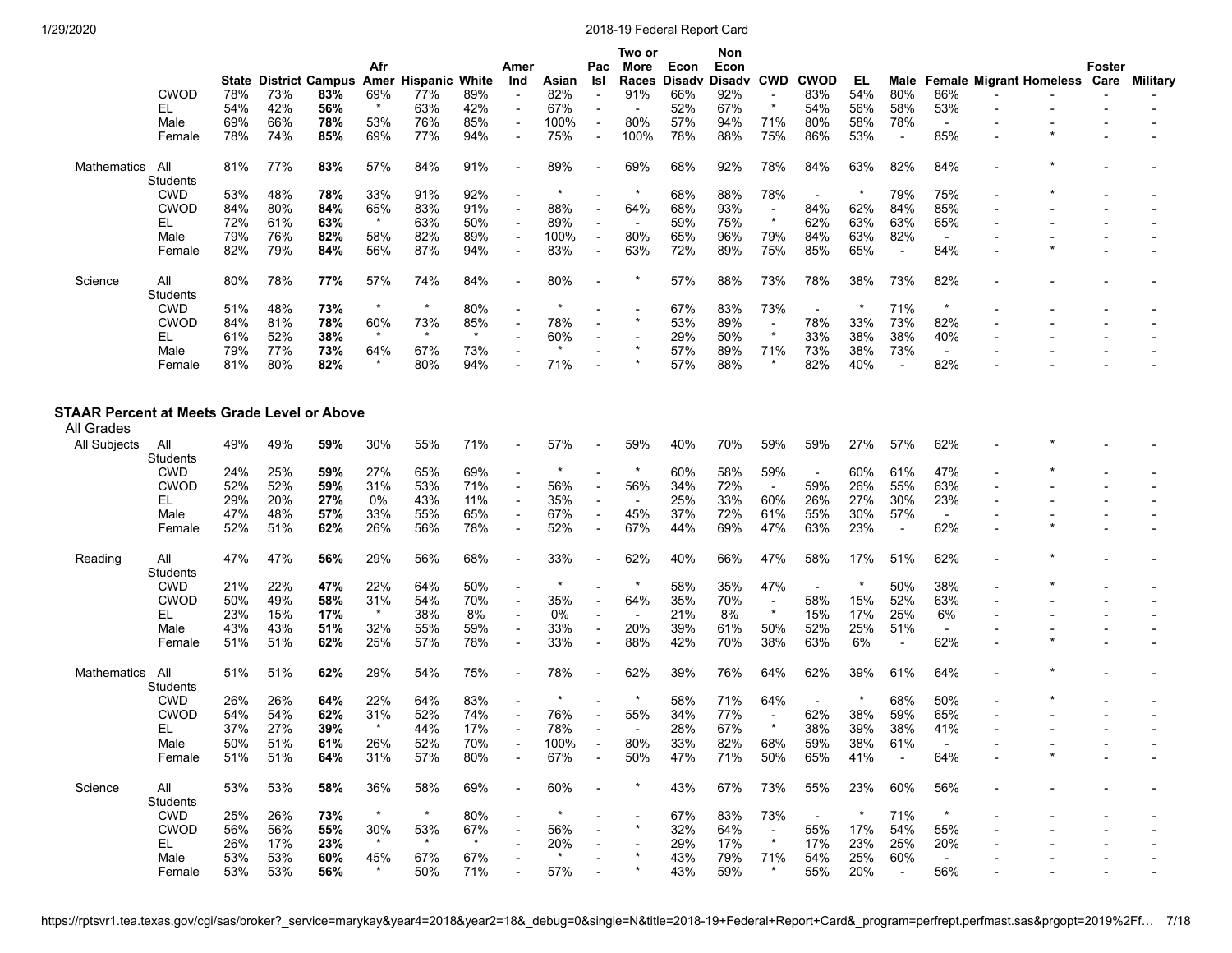| | | State | District | Campus | Afr Amer | Hispanic | White | Amer Ind | Asian | Pac Isl | Two or More Races | Econ Disadv | Non Econ Disadv | CWD | CWOD | EL | Male | Female | Migrant | Homeless | Foster Care | Military |
|---|---|---|---|---|---|---|---|---|---|---|---|---|---|---|---|---|---|---|---|---|---|---|
| | CWOD | 78% | 73% | **83%** | 69% | 77% | 89% | - | 82% | - | 91% | 66% | 92% | - | 83% | 54% | 80% | 86% | - | - | - | - |
| | EL | 54% | 42% | **56%** | * | 63% | 42% | - | 67% | - | - | 52% | 67% | * | 54% | 56% | 58% | 53% | - | - | - | - |
| | Male | 69% | 66% | **78%** | 53% | 76% | 85% | - | 100% | - | 80% | 57% | 94% | 71% | 80% | 58% | 78% | - | - | - | - | - |
| | Female | 78% | 74% | **85%** | 69% | 77% | 94% | - | 75% | - | 100% | 78% | 88% | 75% | 86% | 53% | - | 85% | - | * | - | - |
| Mathematics | All Students | 81% | 77% | **83%** | 57% | 84% | 91% | - | 89% | - | 69% | 68% | 92% | 78% | 84% | 63% | 82% | 84% | - | * | - | - |
| | CWD | 53% | 48% | **78%** | 33% | 91% | 92% | - | * | - | * | 68% | 88% | 78% | - | * | 79% | 75% | - | * | - | - |
| | CWOD | 84% | 80% | **84%** | 65% | 83% | 91% | - | 88% | - | 64% | 68% | 93% | - | 84% | 62% | 84% | 85% | - | - | - | - |
| | EL | 72% | 61% | **63%** | * | 63% | 50% | - | 89% | - | - | 59% | 75% | * | 62% | 63% | 63% | 65% | - | - | - | - |
| | Male | 79% | 76% | **82%** | 58% | 82% | 89% | - | 100% | - | 80% | 65% | 96% | 79% | 84% | 63% | 82% | - | - | - | - | - |
| | Female | 82% | 79% | **84%** | 56% | 87% | 94% | - | 83% | - | 63% | 72% | 89% | 75% | 85% | 65% | - | 84% | - | * | - | - |
| Science | All Students | 80% | 78% | **77%** | 57% | 74% | 84% | - | 80% | - | * | 57% | 88% | 73% | 78% | 38% | 73% | 82% | - | - | - | - |
| | CWD | 51% | 48% | **73%** | * | * | 80% | - | * | - | - | 67% | 83% | 73% | - | * | 71% | * | - | - | - | - |
| | CWOD | 84% | 81% | **78%** | 60% | 73% | 85% | - | 78% | - | * | 53% | 89% | - | 78% | 33% | 73% | 82% | - | - | - | - |
| | EL | 61% | 52% | **38%** | * | * | * | - | 60% | - | - | 29% | 50% | * | 33% | 38% | 38% | 40% | - | - | - | - |
| | Male | 79% | 77% | **73%** | 64% | 67% | 73% | - | * | - | * | 57% | 89% | 71% | 73% | 38% | 73% | - | - | - | - | - |
| | Female | 81% | 80% | **82%** | * | 80% | 94% | - | 71% | - | * | 57% | 88% | * | 82% | 40% | - | 82% | - | - | - | - |

## STAAR Percent at Meets Grade Level or Above

All Grades

| | | State | District | Campus | Afr Amer | Hispanic | White | Amer Ind | Asian | Pac Isl | Two or More Races | Econ Disadv | Non Econ Disadv | CWD | CWOD | EL | Male | Female | Migrant | Homeless | Foster Care | Military |
|---|---|---|---|---|---|---|---|---|---|---|---|---|---|---|---|---|---|---|---|---|---|---|
| All Subjects | All Students | 49% | 49% | **59%** | 30% | 55% | 71% | - | 57% | - | 59% | 40% | 70% | 59% | 59% | 27% | 57% | 62% | - | * | - | - |
| | CWD | 24% | 25% | **59%** | 27% | 65% | 69% | - | * | - | * | 60% | 58% | 59% | - | 60% | 61% | 47% | - | * | - | - |
| | CWOD | 52% | 52% | **59%** | 31% | 53% | 71% | - | 56% | - | 56% | 34% | 72% | - | 59% | 26% | 55% | 63% | - | - | - | - |
| | EL | 29% | 20% | **27%** | 0% | 43% | 11% | - | 35% | - | - | 25% | 33% | 60% | 26% | 27% | 30% | 23% | - | - | - | - |
| | Male | 47% | 48% | **57%** | 33% | 55% | 65% | - | 67% | - | 45% | 37% | 72% | 61% | 55% | 30% | 57% | - | - | - | - | - |
| | Female | 52% | 51% | **62%** | 26% | 56% | 78% | - | 52% | - | 67% | 44% | 69% | 47% | 63% | 23% | - | 62% | - | * | - | - |
| Reading | All Students | 47% | 47% | **56%** | 29% | 56% | 68% | - | 33% | - | 62% | 40% | 66% | 47% | 58% | 17% | 51% | 62% | - | * | - | - |
| | CWD | 21% | 22% | **47%** | 22% | 64% | 50% | - | * | - | * | 58% | 35% | 47% | - | * | 50% | 38% | - | * | - | - |
| | CWOD | 50% | 49% | **58%** | 31% | 54% | 70% | - | 35% | - | 64% | 35% | 70% | - | 58% | 15% | 52% | 63% | - | - | - | - |
| | EL | 23% | 15% | **17%** | * | 38% | 8% | - | 0% | - | - | 21% | 8% | * | 15% | 17% | 25% | 6% | - | - | - | - |
| | Male | 43% | 43% | **51%** | 32% | 55% | 59% | - | 33% | - | 20% | 39% | 61% | 50% | 52% | 25% | 51% | - | - | - | - | - |
| | Female | 51% | 51% | **62%** | 25% | 57% | 78% | - | 33% | - | 88% | 42% | 70% | 38% | 63% | 6% | - | 62% | - | * | - | - |
| Mathematics | All Students | 51% | 51% | **62%** | 29% | 54% | 75% | - | 78% | - | 62% | 39% | 76% | 64% | 62% | 39% | 61% | 64% | - | * | - | - |
| | CWD | 26% | 26% | **64%** | 22% | 64% | 83% | - | * | - | * | 58% | 71% | 64% | - | * | 68% | 50% | - | * | - | - |
| | CWOD | 54% | 54% | **62%** | 31% | 52% | 74% | - | 76% | - | 55% | 34% | 77% | - | 62% | 38% | 59% | 65% | - | - | - | - |
| | EL | 37% | 27% | **39%** | * | 44% | 17% | - | 78% | - | - | 28% | 67% | * | 38% | 39% | 38% | 41% | - | - | - | - |
| | Male | 50% | 51% | **61%** | 26% | 52% | 70% | - | 100% | - | 80% | 33% | 82% | 68% | 59% | 38% | 61% | - | - | - | - | - |
| | Female | 51% | 51% | **64%** | 31% | 57% | 80% | - | 67% | - | 50% | 47% | 71% | 50% | 65% | 41% | - | 64% | - | * | - | - |
| Science | All Students | 53% | 53% | **58%** | 36% | 58% | 69% | - | 60% | - | * | 43% | 67% | 73% | 55% | 23% | 60% | 56% | - | - | - | - |
| | CWD | 25% | 26% | **73%** | * | * | 80% | - | * | - | - | 67% | 83% | 73% | - | * | 71% | * | - | - | - | - |
| | CWOD | 56% | 56% | **55%** | 30% | 53% | 67% | - | 56% | - | * | 32% | 64% | - | 55% | 17% | 54% | 55% | - | - | - | - |
| | EL | 26% | 17% | **23%** | * | * | * | - | 20% | - | - | 29% | 17% | * | 17% | 23% | 25% | 20% | - | - | - | - |
| | Male | 53% | 53% | **60%** | 45% | 67% | 67% | - | * | - | * | 43% | 79% | 71% | 54% | 25% | 60% | - | - | - | - | - |
| | Female | 53% | 53% | **56%** | * | 50% | 71% | - | 57% | - | * | 43% | 59% | * | 55% | 20% | - | 56% | - | - | - | - |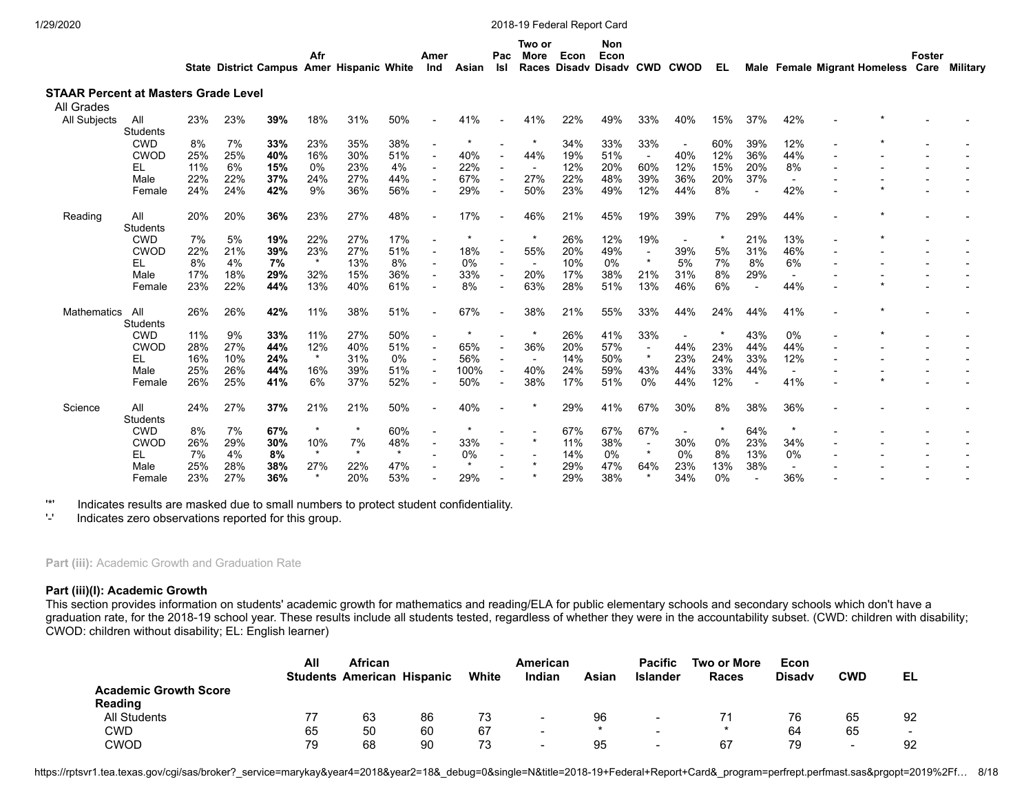### STAAR Percent at Masters Grade Level

| | | State | District | Campus | Afr Amer | Hispanic | White | Amer Ind | Asian | Pac Isl | Two or More Races | Econ Disadv | Non Econ Disadv | CWD | CWOD | EL | Male | Female | Migrant | Homeless | Foster Care | Military |
|---|---|---|---|---|---|---|---|---|---|---|---|---|---|---|---|---|---|---|---|---|---|---|
| **All Grades** | | | | | | | | | | | | | | | | | | | | | | |
| All Subjects | All Students | 23% | 23% | **39%** | 18% | 31% | 50% | - | 41% | - | 41% | 22% | 49% | 33% | 40% | 15% | 37% | 42% | - | * | - | - |
| | CWD | 8% | 7% | **33%** | 23% | 35% | 38% | - | * | - | * | 34% | 33% | 33% | - | 60% | 39% | 12% | - | * | - | - |
| | CWOD | 25% | 25% | **40%** | 16% | 30% | 51% | - | 40% | - | 44% | 19% | 51% | - | 40% | 12% | 36% | 44% | - | - | - | - |
| | EL | 11% | 6% | **15%** | 0% | 23% | 4% | - | 22% | - | - | 12% | 20% | 60% | 12% | 15% | 20% | 8% | - | - | - | - |
| | Male | 22% | 22% | **37%** | 24% | 27% | 44% | - | 67% | - | 27% | 22% | 48% | 39% | 36% | 20% | 37% | - | - | - | - | - |
| | Female | 24% | 24% | **42%** | 9% | 36% | 56% | - | 29% | - | 50% | 23% | 49% | 12% | 44% | 8% | - | 42% | - | * | - | - |
| Reading | All Students | 20% | 20% | **36%** | 23% | 27% | 48% | - | 17% | - | 46% | 21% | 45% | 19% | 39% | 7% | 29% | 44% | - | * | - | - |
| | CWD | 7% | 5% | **19%** | 22% | 27% | 17% | - | * | - | * | 26% | 12% | 19% | - | * | 21% | 13% | - | * | - | - |
| | CWOD | 22% | 21% | **39%** | 23% | 27% | 51% | - | 18% | - | 55% | 20% | 49% | - | 39% | 5% | 31% | 46% | - | - | - | - |
| | EL | 8% | 4% | **7%** | * | 13% | 8% | - | 0% | - | - | 10% | 0% | * | 5% | 7% | 8% | 6% | - | - | - | - |
| | Male | 17% | 18% | **29%** | 32% | 15% | 36% | - | 33% | - | 20% | 17% | 38% | 21% | 31% | 8% | 29% | - | - | - | - | - |
| | Female | 23% | 22% | **44%** | 13% | 40% | 61% | - | 8% | - | 63% | 28% | 51% | 13% | 46% | 6% | - | 44% | - | * | - | - |
| Mathematics | All Students | 26% | 26% | **42%** | 11% | 38% | 51% | - | 67% | - | 38% | 21% | 55% | 33% | 44% | 24% | 44% | 41% | - | * | - | - |
| | CWD | 11% | 9% | **33%** | 11% | 27% | 50% | - | * | - | * | 26% | 41% | 33% | - | * | 43% | 0% | - | * | - | - |
| | CWOD | 28% | 27% | **44%** | 12% | 40% | 51% | - | 65% | - | 36% | 20% | 57% | - | 44% | 23% | 44% | 44% | - | - | - | - |
| | EL | 16% | 10% | **24%** | * | 31% | 0% | - | 56% | - | - | 14% | 50% | * | 23% | 24% | 33% | 12% | - | - | - | - |
| | Male | 25% | 26% | **44%** | 16% | 39% | 51% | - | 100% | - | 40% | 24% | 59% | 43% | 44% | 33% | 44% | - | - | - | - | - |
| | Female | 26% | 25% | **41%** | 6% | 37% | 52% | - | 50% | - | 38% | 17% | 51% | 0% | 44% | 12% | - | 41% | - | * | - | - |
| Science | All Students | 24% | 27% | **37%** | 21% | 21% | 50% | - | 40% | - | * | 29% | 41% | 67% | 30% | 8% | 38% | 36% | - | - | - | - |
| | CWD | 8% | 7% | **67%** | * | * | 60% | - | * | - | - | 67% | 67% | 67% | - | * | 64% | * | - | - | - | - |
| | CWOD | 26% | 29% | **30%** | 10% | 7% | 48% | - | 33% | - | * | 11% | 38% | - | 30% | 0% | 23% | 34% | - | - | - | - |
| | EL | 7% | 4% | **8%** | * | * | * | - | 0% | - | - | 14% | 0% | * | 0% | 8% | 13% | 0% | - | - | - | - |
| | Male | 25% | 28% | **38%** | 27% | 22% | 47% | - | * | - | * | 29% | 47% | 64% | 23% | 13% | 38% | - | - | - | - | - |
| | Female | 23% | 27% | **36%** | * | 20% | 53% | - | 29% | - | * | 29% | 38% | * | 34% | 0% | - | 36% | - | - | - | - |

'*' Indicates results are masked due to small numbers to protect student confidentiality.
'-' Indicates zero observations reported for this group.

**Part (iii):** Academic Growth and Graduation Rate

**Part (iii)(I): Academic Growth**

This section provides information on students' academic growth for mathematics and reading/ELA for public elementary schools and secondary schools which don't have a graduation rate, for the 2018-19 school year. These results include all students tested, regardless of whether they were in the accountability subset. (CWD: children with disability; CWOD: children without disability; EL: English learner)

| | All Students | African American | Hispanic | White | American Indian | Asian | Pacific Islander | Two or More Races | Econ Disadv | CWD | EL |
|---|---|---|---|---|---|---|---|---|---|---|---|
| **Academic Growth Score** | | | | | | | | | | | |
| **Reading** | | | | | | | | | | | |
| All Students | 77 | 63 | 86 | 73 | - | 96 | - | 71 | 76 | 65 | 92 |
| CWD | 65 | 50 | 60 | 67 | - | * | - | * | 64 | 65 | - |
| CWOD | 79 | 68 | 90 | 73 | - | 95 | - | 67 | 79 | - | 92 |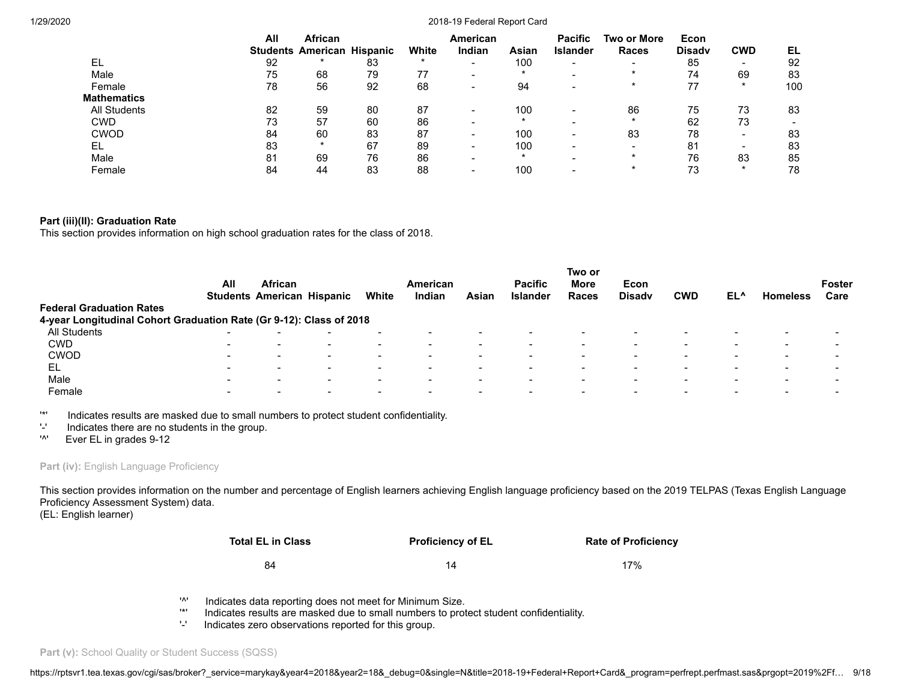| | All Students | African American | Hispanic | White | American Indian | Asian | Pacific Islander | Two or More Races | Econ Disadv | CWD | EL |
|---|---|---|---|---|---|---|---|---|---|---|---|
| EL | 92 | * | 83 | * | - | 100 | - | - | 85 | - | 92 |
| Male | 75 | 68 | 79 | 77 | - | * | - | * | 74 | 69 | 83 |
| Female | 78 | 56 | 92 | 68 | - | 94 | - | * | 77 | * | 100 |
| **Mathematics** | | | | | | | | | | | |
| All Students | 82 | 59 | 80 | 87 | - | 100 | - | 86 | 75 | 73 | 83 |
| CWD | 73 | 57 | 60 | 86 | - | * | - | * | 62 | 73 | - |
| CWOD | 84 | 60 | 83 | 87 | - | 100 | - | 83 | 78 | - | 83 |
| EL | 83 | * | 67 | 89 | - | 100 | - | - | 81 | - | 83 |
| Male | 81 | 69 | 76 | 86 | - | * | - | * | 76 | 83 | 85 |
| Female | 84 | 44 | 83 | 88 | - | 100 | - | * | 73 | * | 78 |

**Part (iii)(II): Graduation Rate**

This section provides information on high school graduation rates for the class of 2018.

| | All Students | African American | Hispanic | White | American Indian | Asian | Pacific Islander | Two or More Races | Econ Disadv | CWD | EL^ | Homeless | Foster Care |
|---|---|---|---|---|---|---|---|---|---|---|---|---|---|
| **Federal Graduation Rates** | | | | | | | | | | | | | |
| **4-year Longitudinal Cohort Graduation Rate (Gr 9-12): Class of 2018** | | | | | | | | | | | | | |
| All Students | - | - | - | - | - | - | - | - | - | - | - | - | - |
| CWD | - | - | - | - | - | - | - | - | - | - | - | - | - |
| CWOD | - | - | - | - | - | - | - | - | - | - | - | - | - |
| EL | - | - | - | - | - | - | - | - | - | - | - | - | - |
| Male | - | - | - | - | - | - | - | - | - | - | - | - | - |
| Female | - | - | - | - | - | - | - | - | - | - | - | - | - |

'*' Indicates results are masked due to small numbers to protect student confidentiality.
'-' Indicates there are no students in the group.
'^' Ever EL in grades 9-12

**Part (iv):** English Language Proficiency

This section provides information on the number and percentage of English learners achieving English language proficiency based on the 2019 TELPAS (Texas English Language Proficiency Assessment System) data.
(EL: English learner)

| Total EL in Class | Proficiency of EL | Rate of Proficiency |
|---|---|---|
| 84 | 14 | 17% |

'^' Indicates data reporting does not meet for Minimum Size.
'*' Indicates results are masked due to small numbers to protect student confidentiality.
'-' Indicates zero observations reported for this group.

**Part (v):** School Quality or Student Success (SQSS)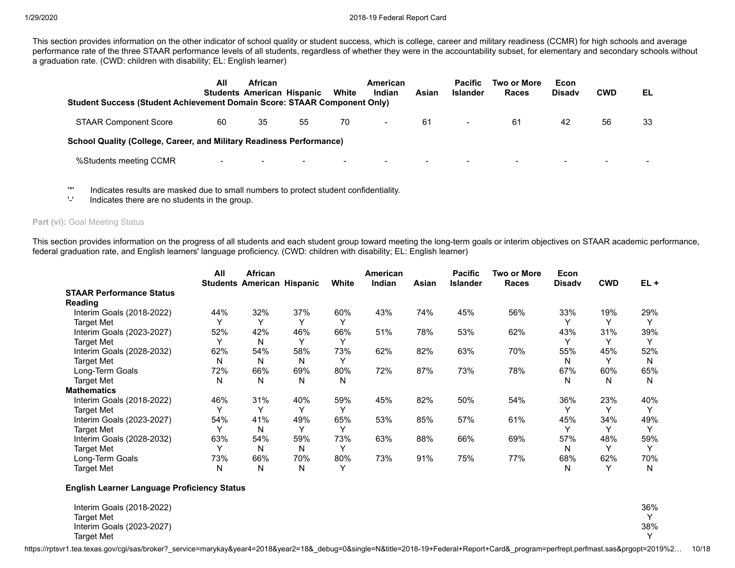This section provides information on the other indicator of school quality or student success, which is college, career and military readiness (CCMR) for high schools and average performance rate of the three STAAR performance levels of all students, regardless of whether they were in the accountability subset, for elementary and secondary schools without a graduation rate. (CWD: children with disability; EL: English learner)

| | All Students | African American | Hispanic | White | American Indian | Asian | Pacific Islander | Two or More Races | Econ Disadv | CWD | EL |
|---|---|---|---|---|---|---|---|---|---|---|---|
| **Student Success (Student Achievement Domain Score: STAAR Component Only)** | | | | | | | | | | | |
| STAAR Component Score | 60 | 35 | 55 | 70 | - | 61 | - | 61 | 42 | 56 | 33 |
| **School Quality (College, Career, and Military Readiness Performance)** | | | | | | | | | | | |
| %Students meeting CCMR | - | - | - | - | - | - | - | - | - | - | - |

'*' Indicates results are masked due to small numbers to protect student confidentiality.
'-' Indicates there are no students in the group.

**Part (vi):** Goal Meeting Status

This section provides information on the progress of all students and each student group toward meeting the long-term goals or interim objectives on STAAR academic performance, federal graduation rate, and English learners' language proficiency. (CWD: children with disability; EL: English learner)

| | All Students | African American | Hispanic | White | American Indian | Asian | Pacific Islander | Two or More Races | Econ Disadv | CWD | EL + |
|---|---|---|---|---|---|---|---|---|---|---|---|
| **STAAR Performance Status** | | | | | | | | | | | |
| **Reading** | | | | | | | | | | | |
| Interim Goals (2018-2022) | 44% | 32% | 37% | 60% | 43% | 74% | 45% | 56% | 33% | 19% | 29% |
| Target Met | Y | Y | Y | Y | | | | | Y | Y | Y |
| Interim Goals (2023-2027) | 52% | 42% | 46% | 66% | 51% | 78% | 53% | 62% | 43% | 31% | 39% |
| Target Met | Y | N | Y | Y | | | | | Y | Y | Y |
| Interim Goals (2028-2032) | 62% | 54% | 58% | 73% | 62% | 82% | 63% | 70% | 55% | 45% | 52% |
| Target Met | N | N | N | Y | | | | | N | Y | N |
| Long-Term Goals | 72% | 66% | 69% | 80% | 72% | 87% | 73% | 78% | 67% | 60% | 65% |
| Target Met | N | N | N | N | | | | | N | N | N |
| **Mathematics** | | | | | | | | | | | |
| Interim Goals (2018-2022) | 46% | 31% | 40% | 59% | 45% | 82% | 50% | 54% | 36% | 23% | 40% |
| Target Met | Y | Y | Y | Y | | | | | Y | Y | Y |
| Interim Goals (2023-2027) | 54% | 41% | 49% | 65% | 53% | 85% | 57% | 61% | 45% | 34% | 49% |
| Target Met | Y | N | Y | Y | | | | | Y | Y | Y |
| Interim Goals (2028-2032) | 63% | 54% | 59% | 73% | 63% | 88% | 66% | 69% | 57% | 48% | 59% |
| Target Met | Y | N | N | Y | | | | | N | Y | Y |
| Long-Term Goals | 73% | 66% | 70% | 80% | 73% | 91% | 75% | 77% | 68% | 62% | 70% |
| Target Met | N | N | N | Y | | | | | N | Y | N |
| **English Learner Language Proficiency Status** | | | | | | | | | | | |
| Interim Goals (2018-2022) | | | | | | | | | | | 36% |
| Target Met | | | | | | | | | | | Y |
| Interim Goals (2023-2027) | | | | | | | | | | | 38% |
| Target Met | | | | | | | | | | | Y |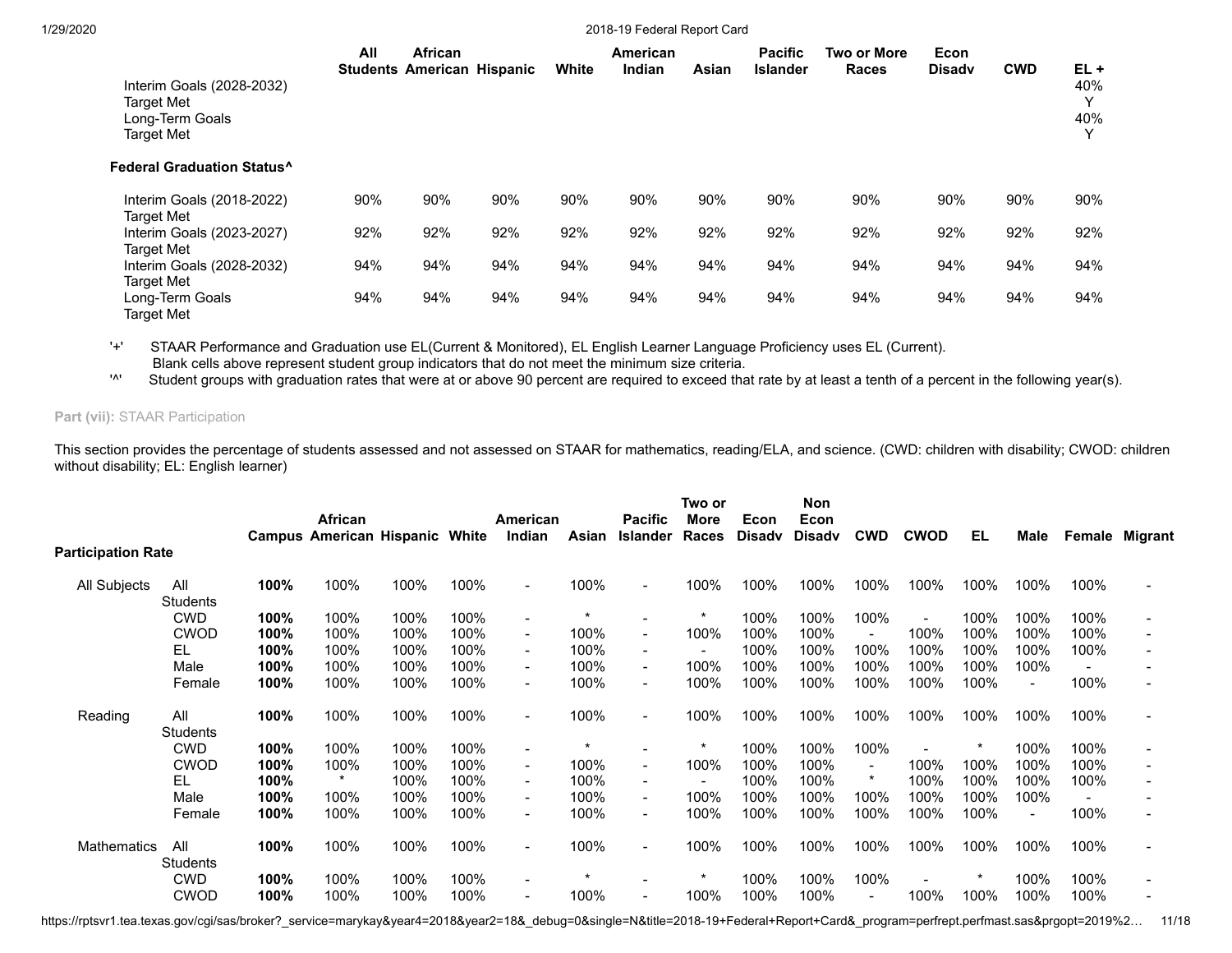| | All Students | African American | Hispanic | White | American Indian | Asian | Pacific Islander | Two or More Races | Econ Disadv | CWD | EL + |
|---|---|---|---|---|---|---|---|---|---|---|---|
| Interim Goals (2028-2032) | | | | | | | | | | | 40% |
| Target Met | | | | | | | | | | | Y |
| Long-Term Goals | | | | | | | | | | | 40% |
| Target Met | | | | | | | | | | | Y |

**Federal Graduation Status^**

| | All Students | African American | Hispanic | White | American Indian | Asian | Pacific Islander | Two or More Races | Econ Disadv | CWD | EL + |
|---|---|---|---|---|---|---|---|---|---|---|---|
| Interim Goals (2018-2022) | 90% | 90% | 90% | 90% | 90% | 90% | 90% | 90% | 90% | 90% | 90% |
| Target Met | | | | | | | | | | | |
| Interim Goals (2023-2027) | 92% | 92% | 92% | 92% | 92% | 92% | 92% | 92% | 92% | 92% | 92% |
| Target Met | | | | | | | | | | | |
| Interim Goals (2028-2032) | 94% | 94% | 94% | 94% | 94% | 94% | 94% | 94% | 94% | 94% | 94% |
| Target Met | | | | | | | | | | | |
| Long-Term Goals | 94% | 94% | 94% | 94% | 94% | 94% | 94% | 94% | 94% | 94% | 94% |
| Target Met | | | | | | | | | | | |

'+' STAAR Performance and Graduation use EL(Current & Monitored), EL English Learner Language Proficiency uses EL (Current).
Blank cells above represent student group indicators that do not meet the minimum size criteria.

'^' Student groups with graduation rates that were at or above 90 percent are required to exceed that rate by at least a tenth of a percent in the following year(s).

**Part (vii):** STAAR Participation

This section provides the percentage of students assessed and not assessed on STAAR for mathematics, reading/ELA, and science. (CWD: children with disability; CWOD: children without disability; EL: English learner)

| Participation Rate | | Campus | African American | Hispanic | White | American Indian | Asian | Pacific Islander | Two or More Races | Econ Disadv | Non Econ Disadv | CWD | CWOD | EL | Male | Female | Migrant |
|---|---|---|---|---|---|---|---|---|---|---|---|---|---|---|---|---|---|
| All Subjects | All Students | **100%** | 100% | 100% | 100% | - | 100% | - | 100% | 100% | 100% | 100% | 100% | 100% | 100% | 100% | - |
| | CWD | **100%** | 100% | 100% | 100% | - | * | - | * | 100% | 100% | 100% | - | 100% | 100% | 100% | - |
| | CWOD | **100%** | 100% | 100% | 100% | - | 100% | - | 100% | 100% | 100% | - | 100% | 100% | 100% | 100% | - |
| | EL | **100%** | 100% | 100% | 100% | - | 100% | - | - | 100% | 100% | 100% | 100% | 100% | 100% | 100% | - |
| | Male | **100%** | 100% | 100% | 100% | - | 100% | - | 100% | 100% | 100% | 100% | 100% | 100% | 100% | - | - |
| | Female | **100%** | 100% | 100% | 100% | - | 100% | - | 100% | 100% | 100% | 100% | 100% | 100% | - | 100% | - |
| Reading | All Students | **100%** | 100% | 100% | 100% | - | 100% | - | 100% | 100% | 100% | 100% | 100% | 100% | 100% | 100% | - |
| | CWD | **100%** | 100% | 100% | 100% | - | * | - | * | 100% | 100% | 100% | - | * | 100% | 100% | - |
| | CWOD | **100%** | 100% | 100% | 100% | - | 100% | - | 100% | 100% | 100% | - | 100% | 100% | 100% | 100% | - |
| | EL | **100%** | * | 100% | 100% | - | 100% | - | - | 100% | 100% | * | 100% | 100% | 100% | 100% | - |
| | Male | **100%** | 100% | 100% | 100% | - | 100% | - | 100% | 100% | 100% | 100% | 100% | 100% | 100% | - | - |
| | Female | **100%** | 100% | 100% | 100% | - | 100% | - | 100% | 100% | 100% | 100% | 100% | 100% | - | 100% | - |
| Mathematics | All Students | **100%** | 100% | 100% | 100% | - | 100% | - | 100% | 100% | 100% | 100% | 100% | 100% | 100% | 100% | - |
| | CWD | **100%** | 100% | 100% | 100% | - | * | - | * | 100% | 100% | 100% | - | * | 100% | 100% | - |
| | CWOD | **100%** | 100% | 100% | 100% | - | 100% | - | 100% | 100% | 100% | - | 100% | 100% | 100% | 100% | - |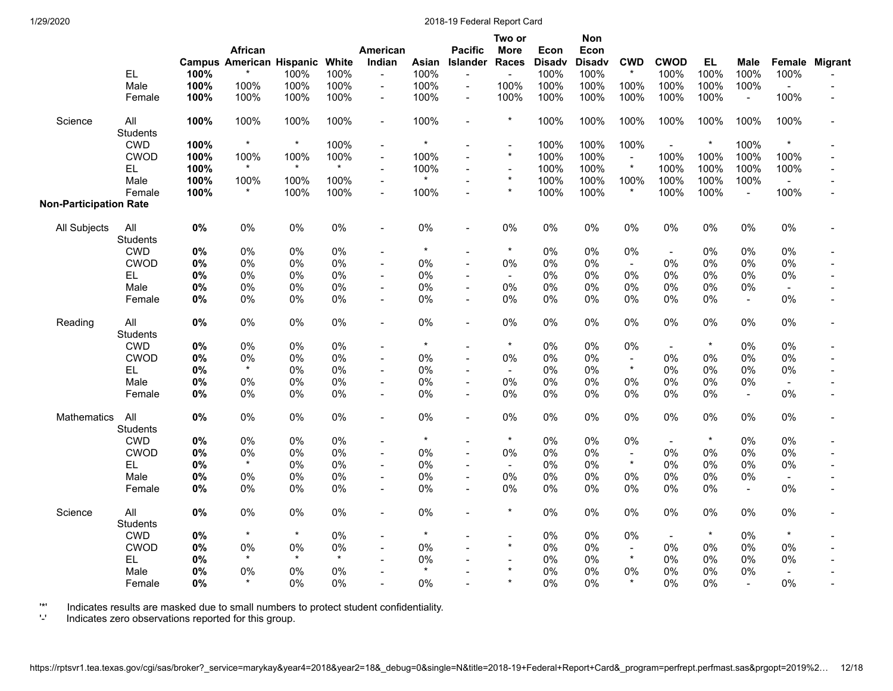| | | Campus | African American | Hispanic | White | American Indian | Asian | Pacific Islander | Two or More Races | Econ Disadv | Non Econ Disadv | CWD | CWOD | EL | Male | Female | Migrant |
|---|---|---|---|---|---|---|---|---|---|---|---|---|---|---|---|---|---|
| | EL | **100%** | * | 100% | 100% | - | 100% | - | - | 100% | 100% | * | 100% | 100% | 100% | 100% | - |
| | Male | **100%** | 100% | 100% | 100% | - | 100% | - | 100% | 100% | 100% | 100% | 100% | 100% | 100% | - | - |
| | Female | **100%** | 100% | 100% | 100% | - | 100% | - | 100% | 100% | 100% | 100% | 100% | 100% | - | 100% | - |
| Science | All Students | **100%** | 100% | 100% | 100% | - | 100% | - | * | 100% | 100% | 100% | 100% | 100% | 100% | 100% | - |
| | CWD | **100%** | * | * | 100% | - | * | - | - | 100% | 100% | 100% | - | * | 100% | * | - |
| | CWOD | **100%** | 100% | 100% | 100% | - | 100% | - | * | 100% | 100% | - | 100% | 100% | 100% | 100% | - |
| | EL | **100%** | * | * | * | - | 100% | - | - | 100% | 100% | * | 100% | 100% | 100% | 100% | - |
| | Male | **100%** | 100% | 100% | 100% | - | * | - | * | 100% | 100% | 100% | 100% | 100% | 100% | - | - |
| | Female | **100%** | * | 100% | 100% | - | 100% | - | * | 100% | 100% | * | 100% | 100% | - | 100% | - |
| **Non-Participation Rate** | | | | | | | | | | | | | | | | | |
| All Subjects | All Students | **0%** | 0% | 0% | 0% | - | 0% | - | 0% | 0% | 0% | 0% | 0% | 0% | 0% | 0% | - |
| | CWD | **0%** | 0% | 0% | 0% | - | * | - | * | 0% | 0% | 0% | - | 0% | 0% | 0% | - |
| | CWOD | **0%** | 0% | 0% | 0% | - | 0% | - | 0% | 0% | 0% | - | 0% | 0% | 0% | 0% | - |
| | EL | **0%** | 0% | 0% | 0% | - | 0% | - | - | 0% | 0% | 0% | 0% | 0% | 0% | 0% | - |
| | Male | **0%** | 0% | 0% | 0% | - | 0% | - | 0% | 0% | 0% | 0% | 0% | 0% | 0% | - | - |
| | Female | **0%** | 0% | 0% | 0% | - | 0% | - | 0% | 0% | 0% | 0% | 0% | 0% | - | 0% | - |
| Reading | All Students | **0%** | 0% | 0% | 0% | - | 0% | - | 0% | 0% | 0% | 0% | 0% | 0% | 0% | 0% | - |
| | CWD | **0%** | 0% | 0% | 0% | - | * | - | * | 0% | 0% | 0% | - | * | 0% | 0% | - |
| | CWOD | **0%** | 0% | 0% | 0% | - | 0% | - | 0% | 0% | 0% | - | 0% | 0% | 0% | 0% | - |
| | EL | **0%** | * | 0% | 0% | - | 0% | - | - | 0% | 0% | * | 0% | 0% | 0% | 0% | - |
| | Male | **0%** | 0% | 0% | 0% | - | 0% | - | 0% | 0% | 0% | 0% | 0% | 0% | 0% | - | - |
| | Female | **0%** | 0% | 0% | 0% | - | 0% | - | 0% | 0% | 0% | 0% | 0% | 0% | - | 0% | - |
| Mathematics | All Students | **0%** | 0% | 0% | 0% | - | 0% | - | 0% | 0% | 0% | 0% | 0% | 0% | 0% | 0% | - |
| | CWD | **0%** | 0% | 0% | 0% | - | * | - | * | 0% | 0% | 0% | - | * | 0% | 0% | - |
| | CWOD | **0%** | 0% | 0% | 0% | - | 0% | - | 0% | 0% | 0% | - | 0% | 0% | 0% | 0% | - |
| | EL | **0%** | * | 0% | 0% | - | 0% | - | - | 0% | 0% | * | 0% | 0% | 0% | 0% | - |
| | Male | **0%** | 0% | 0% | 0% | - | 0% | - | 0% | 0% | 0% | 0% | 0% | 0% | 0% | - | - |
| | Female | **0%** | 0% | 0% | 0% | - | 0% | - | 0% | 0% | 0% | 0% | 0% | 0% | - | 0% | - |
| Science | All Students | **0%** | 0% | 0% | 0% | - | 0% | - | * | 0% | 0% | 0% | 0% | 0% | 0% | 0% | - |
| | CWD | **0%** | * | * | 0% | - | * | - | - | 0% | 0% | 0% | - | * | 0% | * | - |
| | CWOD | **0%** | 0% | 0% | 0% | - | 0% | - | * | 0% | 0% | - | 0% | 0% | 0% | 0% | - |
| | EL | **0%** | * | * | * | - | 0% | - | - | 0% | 0% | * | 0% | 0% | 0% | 0% | - |
| | Male | **0%** | 0% | 0% | 0% | - | * | - | * | 0% | 0% | 0% | 0% | 0% | 0% | - | - |
| | Female | **0%** | * | 0% | 0% | - | 0% | - | * | 0% | 0% | * | 0% | 0% | - | 0% | - |

'*' Indicates results are masked due to small numbers to protect student confidentiality.
'-' Indicates zero observations reported for this group.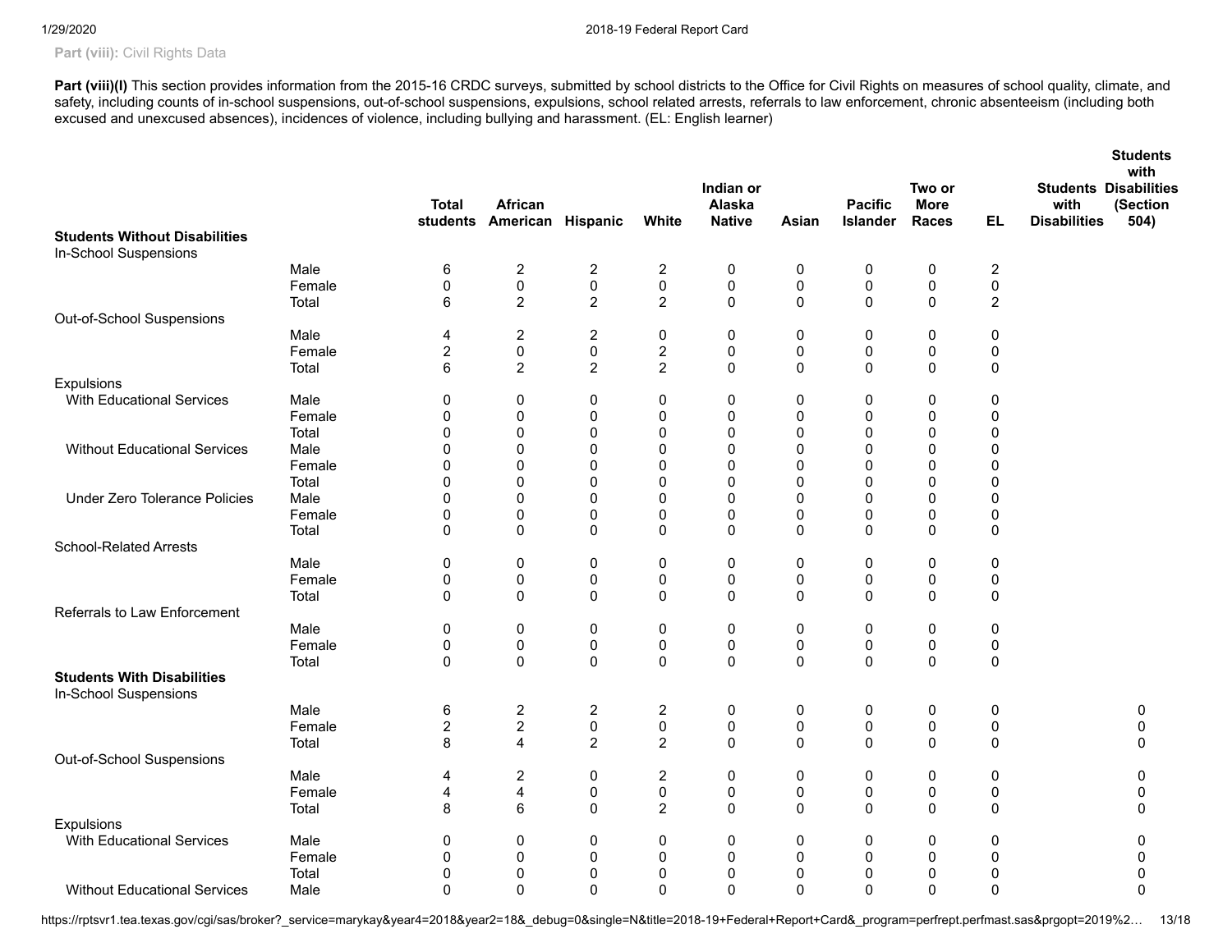**Part (viii):** Civil Rights Data

**Part (viii)(I)** This section provides information from the 2015-16 CRDC surveys, submitted by school districts to the Office for Civil Rights on measures of school quality, climate, and safety, including counts of in-school suspensions, out-of-school suspensions, expulsions, school related arrests, referrals to law enforcement, chronic absenteeism (including both excused and unexcused absences), incidences of violence, including bullying and harassment. (EL: English learner)

| | | Total students | African American | Hispanic | White | Indian or Alaska Native | Asian | Pacific Islander | Two or More Races | EL | Students with Disabilities | Students with Disabilities (Section 504) |
|---|---|---|---|---|---|---|---|---|---|---|---|---|
| **Students Without Disabilities** | | | | | | | | | | | | |
| In-School Suspensions | | | | | | | | | | | | |
| | Male | 6 | 2 | 2 | 2 | 0 | 0 | 0 | 0 | 2 | | |
| | Female | 0 | 0 | 0 | 0 | 0 | 0 | 0 | 0 | 0 | | |
| | Total | 6 | 2 | 2 | 2 | 0 | 0 | 0 | 0 | 2 | | |
| Out-of-School Suspensions | | | | | | | | | | | | |
| | Male | 4 | 2 | 2 | 0 | 0 | 0 | 0 | 0 | 0 | | |
| | Female | 2 | 0 | 0 | 2 | 0 | 0 | 0 | 0 | 0 | | |
| | Total | 6 | 2 | 2 | 2 | 0 | 0 | 0 | 0 | 0 | | |
| Expulsions | | | | | | | | | | | | |
| With Educational Services | Male | 0 | 0 | 0 | 0 | 0 | 0 | 0 | 0 | 0 | | |
| | Female | 0 | 0 | 0 | 0 | 0 | 0 | 0 | 0 | 0 | | |
| | Total | 0 | 0 | 0 | 0 | 0 | 0 | 0 | 0 | 0 | | |
| Without Educational Services | Male | 0 | 0 | 0 | 0 | 0 | 0 | 0 | 0 | 0 | | |
| | Female | 0 | 0 | 0 | 0 | 0 | 0 | 0 | 0 | 0 | | |
| | Total | 0 | 0 | 0 | 0 | 0 | 0 | 0 | 0 | 0 | | |
| Under Zero Tolerance Policies | Male | 0 | 0 | 0 | 0 | 0 | 0 | 0 | 0 | 0 | | |
| | Female | 0 | 0 | 0 | 0 | 0 | 0 | 0 | 0 | 0 | | |
| | Total | 0 | 0 | 0 | 0 | 0 | 0 | 0 | 0 | 0 | | |
| School-Related Arrests | | | | | | | | | | | | |
| | Male | 0 | 0 | 0 | 0 | 0 | 0 | 0 | 0 | 0 | | |
| | Female | 0 | 0 | 0 | 0 | 0 | 0 | 0 | 0 | 0 | | |
| | Total | 0 | 0 | 0 | 0 | 0 | 0 | 0 | 0 | 0 | | |
| Referrals to Law Enforcement | | | | | | | | | | | | |
| | Male | 0 | 0 | 0 | 0 | 0 | 0 | 0 | 0 | 0 | | |
| | Female | 0 | 0 | 0 | 0 | 0 | 0 | 0 | 0 | 0 | | |
| | Total | 0 | 0 | 0 | 0 | 0 | 0 | 0 | 0 | 0 | | |
| **Students With Disabilities** | | | | | | | | | | | | |
| In-School Suspensions | | | | | | | | | | | | |
| | Male | 6 | 2 | 2 | 2 | 0 | 0 | 0 | 0 | 0 | | 0 |
| | Female | 2 | 2 | 0 | 0 | 0 | 0 | 0 | 0 | 0 | | 0 |
| | Total | 8 | 4 | 2 | 2 | 0 | 0 | 0 | 0 | 0 | | 0 |
| Out-of-School Suspensions | | | | | | | | | | | | |
| | Male | 4 | 2 | 0 | 2 | 0 | 0 | 0 | 0 | 0 | | 0 |
| | Female | 4 | 4 | 0 | 0 | 0 | 0 | 0 | 0 | 0 | | 0 |
| | Total | 8 | 6 | 0 | 2 | 0 | 0 | 0 | 0 | 0 | | 0 |
| Expulsions | | | | | | | | | | | | |
| With Educational Services | Male | 0 | 0 | 0 | 0 | 0 | 0 | 0 | 0 | 0 | | 0 |
| | Female | 0 | 0 | 0 | 0 | 0 | 0 | 0 | 0 | 0 | | 0 |
| | Total | 0 | 0 | 0 | 0 | 0 | 0 | 0 | 0 | 0 | | 0 |
| Without Educational Services | Male | 0 | 0 | 0 | 0 | 0 | 0 | 0 | 0 | 0 | | 0 |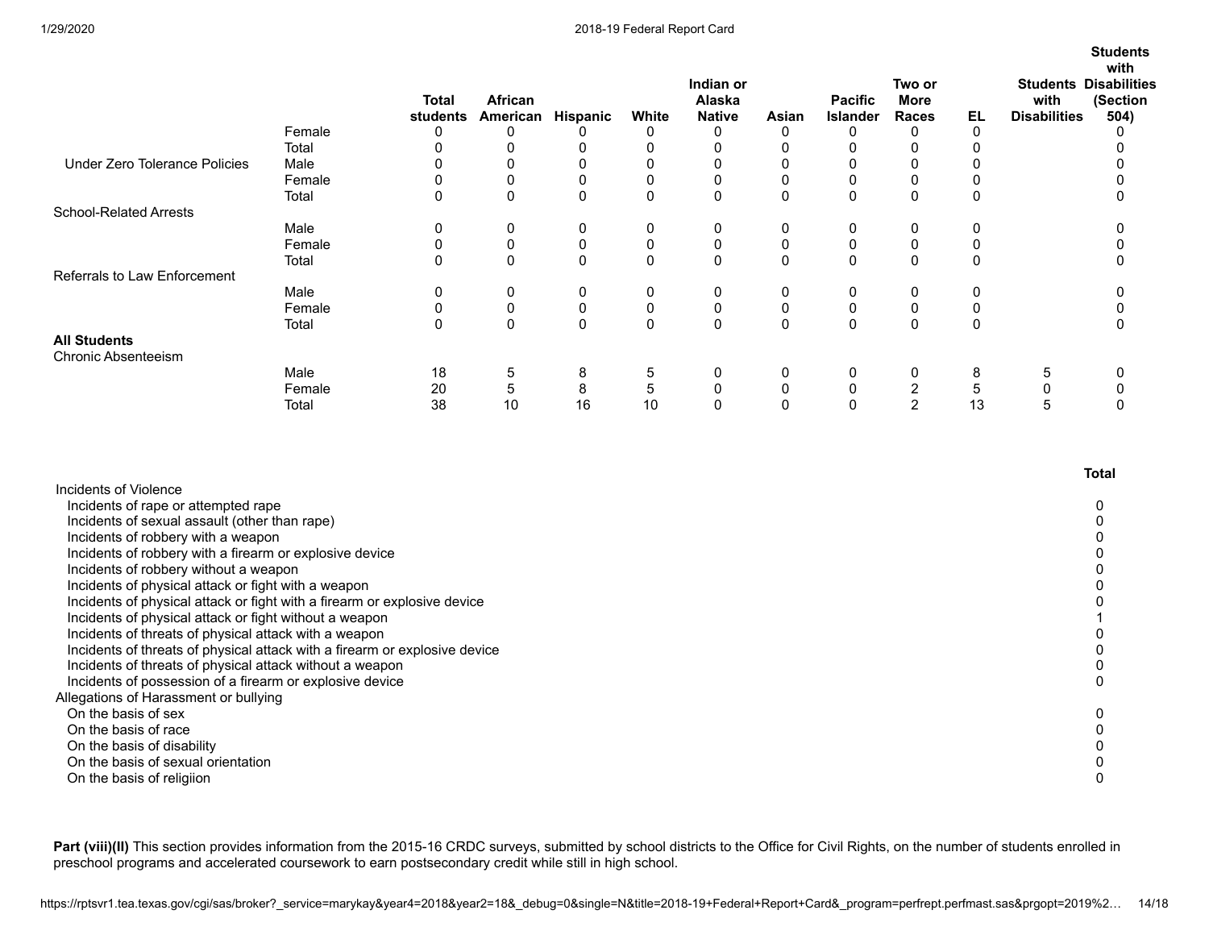| | | Total students | African American | Hispanic | White | Indian or Alaska Native | Asian | Pacific Islander | Two or More Races | EL | Students with Disabilities | Students with Disabilities (Section 504) |
|---|---|---|---|---|---|---|---|---|---|---|---|---|
| | Female | 0 | 0 | 0 | 0 | 0 | 0 | 0 | 0 | 0 | | 0 |
| | Total | 0 | 0 | 0 | 0 | 0 | 0 | 0 | 0 | 0 | | 0 |
| Under Zero Tolerance Policies | Male | 0 | 0 | 0 | 0 | 0 | 0 | 0 | 0 | 0 | | 0 |
| | Female | 0 | 0 | 0 | 0 | 0 | 0 | 0 | 0 | 0 | | 0 |
| | Total | 0 | 0 | 0 | 0 | 0 | 0 | 0 | 0 | 0 | | 0 |
| School-Related Arrests | | | | | | | | | | | | |
| | Male | 0 | 0 | 0 | 0 | 0 | 0 | 0 | 0 | 0 | | 0 |
| | Female | 0 | 0 | 0 | 0 | 0 | 0 | 0 | 0 | 0 | | 0 |
| | Total | 0 | 0 | 0 | 0 | 0 | 0 | 0 | 0 | 0 | | 0 |
| Referrals to Law Enforcement | | | | | | | | | | | | |
| | Male | 0 | 0 | 0 | 0 | 0 | 0 | 0 | 0 | 0 | | 0 |
| | Female | 0 | 0 | 0 | 0 | 0 | 0 | 0 | 0 | 0 | | 0 |
| | Total | 0 | 0 | 0 | 0 | 0 | 0 | 0 | 0 | 0 | | 0 |
| **All Students** | | | | | | | | | | | | |
| Chronic Absenteeism | | | | | | | | | | | | |
| | Male | 18 | 5 | 8 | 5 | 0 | 0 | 0 | 0 | 8 | 5 | 0 |
| | Female | 20 | 5 | 8 | 5 | 0 | 0 | 0 | 2 | 5 | 0 | 0 |
| | Total | 38 | 10 | 16 | 10 | 0 | 0 | 0 | 2 | 13 | 5 | 0 |

| | Total |
|---|---|
| Incidents of Violence | |
| Incidents of rape or attempted rape | 0 |
| Incidents of sexual assault (other than rape) | 0 |
| Incidents of robbery with a weapon | 0 |
| Incidents of robbery with a firearm or explosive device | 0 |
| Incidents of robbery without a weapon | 0 |
| Incidents of physical attack or fight with a weapon | 0 |
| Incidents of physical attack or fight with a firearm or explosive device | 0 |
| Incidents of physical attack or fight without a weapon | 1 |
| Incidents of threats of physical attack with a weapon | 0 |
| Incidents of threats of physical attack with a firearm or explosive device | 0 |
| Incidents of threats of physical attack without a weapon | 0 |
| Incidents of possession of a firearm or explosive device | 0 |
| Allegations of Harassment or bullying | |
| On the basis of sex | 0 |
| On the basis of race | 0 |
| On the basis of disability | 0 |
| On the basis of sexual orientation | 0 |
| On the basis of religiion | 0 |

**Part (viii)(II)** This section provides information from the 2015-16 CRDC surveys, submitted by school districts to the Office for Civil Rights, on the number of students enrolled in preschool programs and accelerated coursework to earn postsecondary credit while still in high school.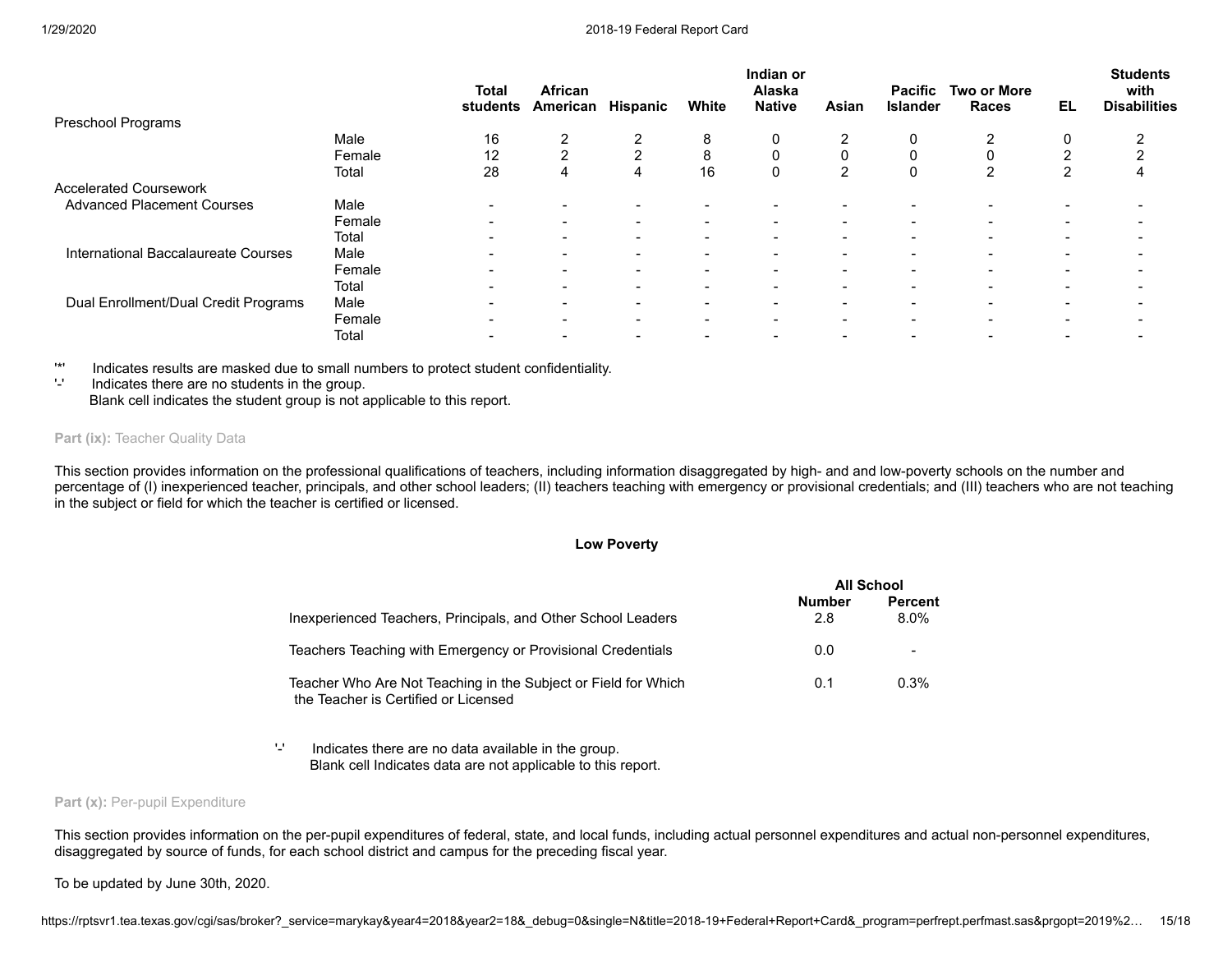| | | Total students | African American | Hispanic | White | Indian or Alaska Native | Asian | Pacific Islander | Two or More Races | EL | Students with Disabilities |
|---|---|---|---|---|---|---|---|---|---|---|---|
| Preschool Programs | | | | | | | | | | | |
| | Male | 16 | 2 | 2 | 8 | 0 | 2 | 0 | 2 | 0 | 2 |
| | Female | 12 | 2 | 2 | 8 | 0 | 0 | 0 | 0 | 2 | 2 |
| | Total | 28 | 4 | 4 | 16 | 0 | 2 | 0 | 2 | 2 | 4 |
| Accelerated Coursework | | | | | | | | | | | |
| Advanced Placement Courses | Male | - | - | - | - | - | - | - | - | - | - |
| | Female | - | - | - | - | - | - | - | - | - | - |
| | Total | - | - | - | - | - | - | - | - | - | - |
| International Baccalaureate Courses | Male | - | - | - | - | - | - | - | - | - | - |
| | Female | - | - | - | - | - | - | - | - | - | - |
| | Total | - | - | - | - | - | - | - | - | - | - |
| Dual Enrollment/Dual Credit Programs | Male | - | - | - | - | - | - | - | - | - | - |
| | Female | - | - | - | - | - | - | - | - | - | - |
| | Total | - | - | - | - | - | - | - | - | - | - |

'*' Indicates results are masked due to small numbers to protect student confidentiality.
'-' Indicates there are no students in the group.
Blank cell indicates the student group is not applicable to this report.

**Part (ix):** Teacher Quality Data

This section provides information on the professional qualifications of teachers, including information disaggregated by high- and and low-poverty schools on the number and percentage of (I) inexperienced teacher, principals, and other school leaders; (II) teachers teaching with emergency or provisional credentials; and (III) teachers who are not teaching in the subject or field for which the teacher is certified or licensed.

**Low Poverty**

| | All School | |
|---|---|---|
| | Number | Percent |
| Inexperienced Teachers, Principals, and Other School Leaders | 2.8 | 8.0% |
| Teachers Teaching with Emergency or Provisional Credentials | 0.0 | - |
| Teacher Who Are Not Teaching in the Subject or Field for Which the Teacher is Certified or Licensed | 0.1 | 0.3% |

'-' Indicates there are no data available in the group.
Blank cell Indicates data are not applicable to this report.

**Part (x):** Per-pupil Expenditure

This section provides information on the per-pupil expenditures of federal, state, and local funds, including actual personnel expenditures and actual non-personnel expenditures, disaggregated by source of funds, for each school district and campus for the preceding fiscal year.

To be updated by June 30th, 2020.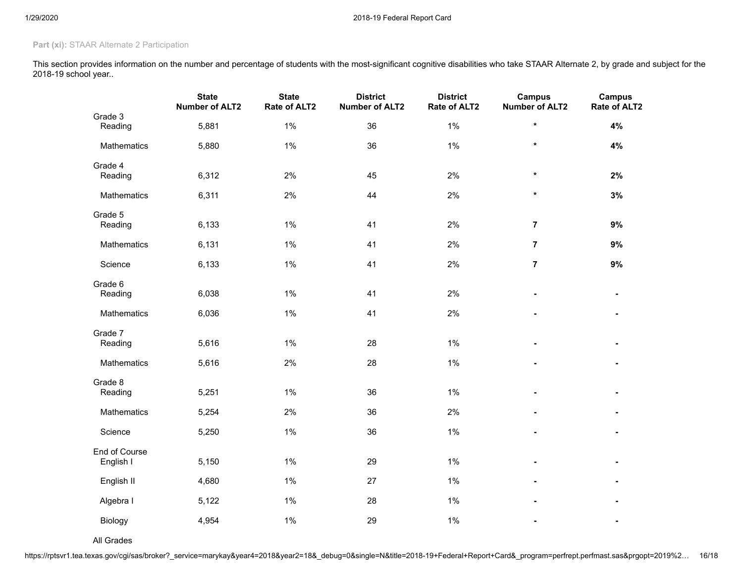**Part (xi):** STAAR Alternate 2 Participation

This section provides information on the number and percentage of students with the most-significant cognitive disabilities who take STAAR Alternate 2, by grade and subject for the 2018-19 school year..

| | State Number of ALT2 | State Rate of ALT2 | District Number of ALT2 | District Rate of ALT2 | Campus Number of ALT2 | Campus Rate of ALT2 |
|---|---|---|---|---|---|---|
| Grade 3 | | | | | | |
| Reading | 5,881 | 1% | 36 | 1% | * | **4%** |
| Mathematics | 5,880 | 1% | 36 | 1% | * | **4%** |
| Grade 4 | | | | | | |
| Reading | 6,312 | 2% | 45 | 2% | * | **2%** |
| Mathematics | 6,311 | 2% | 44 | 2% | * | **3%** |
| Grade 5 | | | | | | |
| Reading | 6,133 | 1% | 41 | 2% | **7** | **9%** |
| Mathematics | 6,131 | 1% | 41 | 2% | **7** | **9%** |
| Science | 6,133 | 1% | 41 | 2% | **7** | **9%** |
| Grade 6 | | | | | | |
| Reading | 6,038 | 1% | 41 | 2% | - | - |
| Mathematics | 6,036 | 1% | 41 | 2% | - | - |
| Grade 7 | | | | | | |
| Reading | 5,616 | 1% | 28 | 1% | - | - |
| Mathematics | 5,616 | 2% | 28 | 1% | - | - |
| Grade 8 | | | | | | |
| Reading | 5,251 | 1% | 36 | 1% | - | - |
| Mathematics | 5,254 | 2% | 36 | 2% | - | - |
| Science | 5,250 | 1% | 36 | 1% | - | - |
| End of Course | | | | | | |
| English I | 5,150 | 1% | 29 | 1% | - | - |
| English II | 4,680 | 1% | 27 | 1% | - | - |
| Algebra I | 5,122 | 1% | 28 | 1% | - | - |
| Biology | 4,954 | 1% | 29 | 1% | - | - |
| All Grades | | | | | | |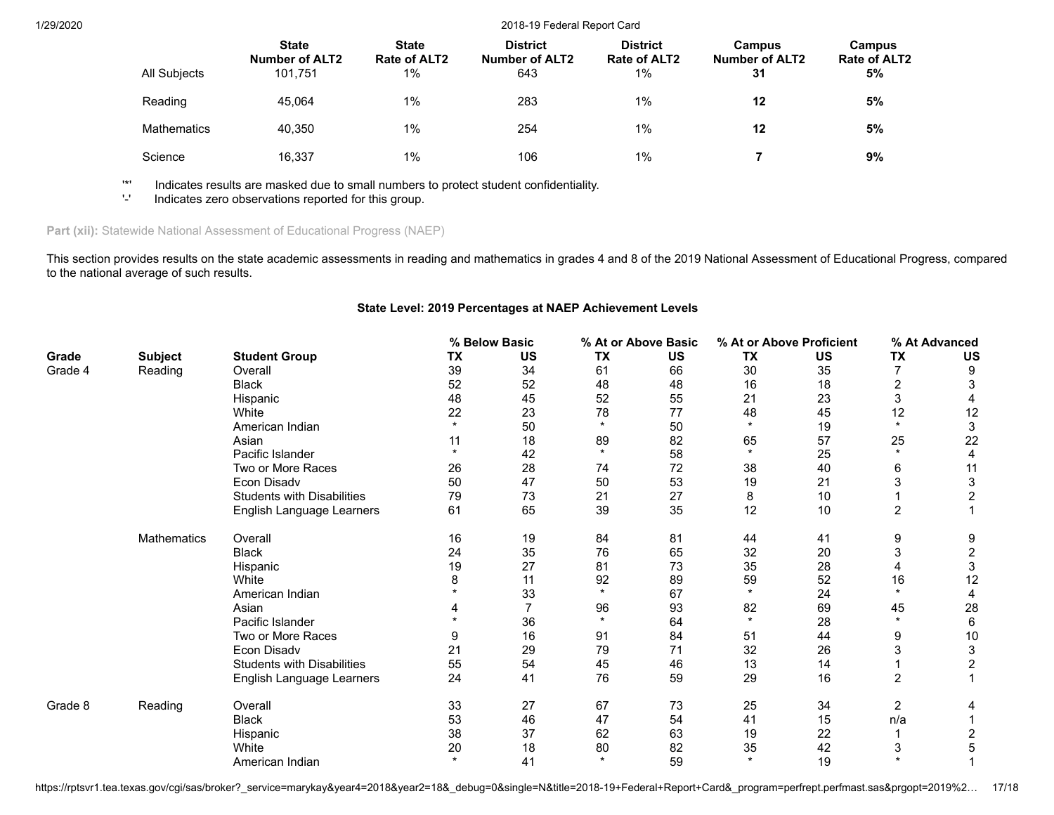| | State Number of ALT2 | State Rate of ALT2 | District Number of ALT2 | District Rate of ALT2 | Campus Number of ALT2 | Campus Rate of ALT2 |
|---|---|---|---|---|---|---|
| All Subjects | 101,751 | 1% | 643 | 1% | **31** | **5%** |
| Reading | 45,064 | 1% | 283 | 1% | **12** | **5%** |
| Mathematics | 40,350 | 1% | 254 | 1% | **12** | **5%** |
| Science | 16,337 | 1% | 106 | 1% | **7** | **9%** |

'*' Indicates results are masked due to small numbers to protect student confidentiality.
'-' Indicates zero observations reported for this group.

**Part (xii):** Statewide National Assessment of Educational Progress (NAEP)

This section provides results on the state academic assessments in reading and mathematics in grades 4 and 8 of the 2019 National Assessment of Educational Progress, compared to the national average of such results.

**State Level: 2019 Percentages at NAEP Achievement Levels**

| | | | % Below Basic | | % At or Above Basic | | % At or Above Proficient | | % At Advanced | |
|---|---|---|---|---|---|---|---|---|---|---|
| **Grade** | **Subject** | **Student Group** | **TX** | **US** | **TX** | **US** | **TX** | **US** | **TX** | **US** |
| Grade 4 | Reading | Overall | 39 | 34 | 61 | 66 | 30 | 35 | 7 | 9 |
| | | Black | 52 | 52 | 48 | 48 | 16 | 18 | 2 | 3 |
| | | Hispanic | 48 | 45 | 52 | 55 | 21 | 23 | 3 | 4 |
| | | White | 22 | 23 | 78 | 77 | 48 | 45 | 12 | 12 |
| | | American Indian | * | 50 | * | 50 | * | 19 | * | 3 |
| | | Asian | 11 | 18 | 89 | 82 | 65 | 57 | 25 | 22 |
| | | Pacific Islander | * | 42 | * | 58 | * | 25 | * | 4 |
| | | Two or More Races | 26 | 28 | 74 | 72 | 38 | 40 | 6 | 11 |
| | | Econ Disadv | 50 | 47 | 50 | 53 | 19 | 21 | 3 | 3 |
| | | Students with Disabilities | 79 | 73 | 21 | 27 | 8 | 10 | 1 | 2 |
| | | English Language Learners | 61 | 65 | 39 | 35 | 12 | 10 | 2 | 1 |
| | Mathematics | Overall | 16 | 19 | 84 | 81 | 44 | 41 | 9 | 9 |
| | | Black | 24 | 35 | 76 | 65 | 32 | 20 | 3 | 2 |
| | | Hispanic | 19 | 27 | 81 | 73 | 35 | 28 | 4 | 3 |
| | | White | 8 | 11 | 92 | 89 | 59 | 52 | 16 | 12 |
| | | American Indian | * | 33 | * | 67 | * | 24 | * | 4 |
| | | Asian | 4 | 7 | 96 | 93 | 82 | 69 | 45 | 28 |
| | | Pacific Islander | * | 36 | * | 64 | * | 28 | * | 6 |
| | | Two or More Races | 9 | 16 | 91 | 84 | 51 | 44 | 9 | 10 |
| | | Econ Disadv | 21 | 29 | 79 | 71 | 32 | 26 | 3 | 3 |
| | | Students with Disabilities | 55 | 54 | 45 | 46 | 13 | 14 | 1 | 2 |
| | | English Language Learners | 24 | 41 | 76 | 59 | 29 | 16 | 2 | 1 |
| Grade 8 | Reading | Overall | 33 | 27 | 67 | 73 | 25 | 34 | 2 | 4 |
| | | Black | 53 | 46 | 47 | 54 | 41 | 15 | n/a | 1 |
| | | Hispanic | 38 | 37 | 62 | 63 | 19 | 22 | 1 | 2 |
| | | White | 20 | 18 | 80 | 82 | 35 | 42 | 3 | 5 |
| | | American Indian | * | 41 | * | 59 | * | 19 | * | 1 |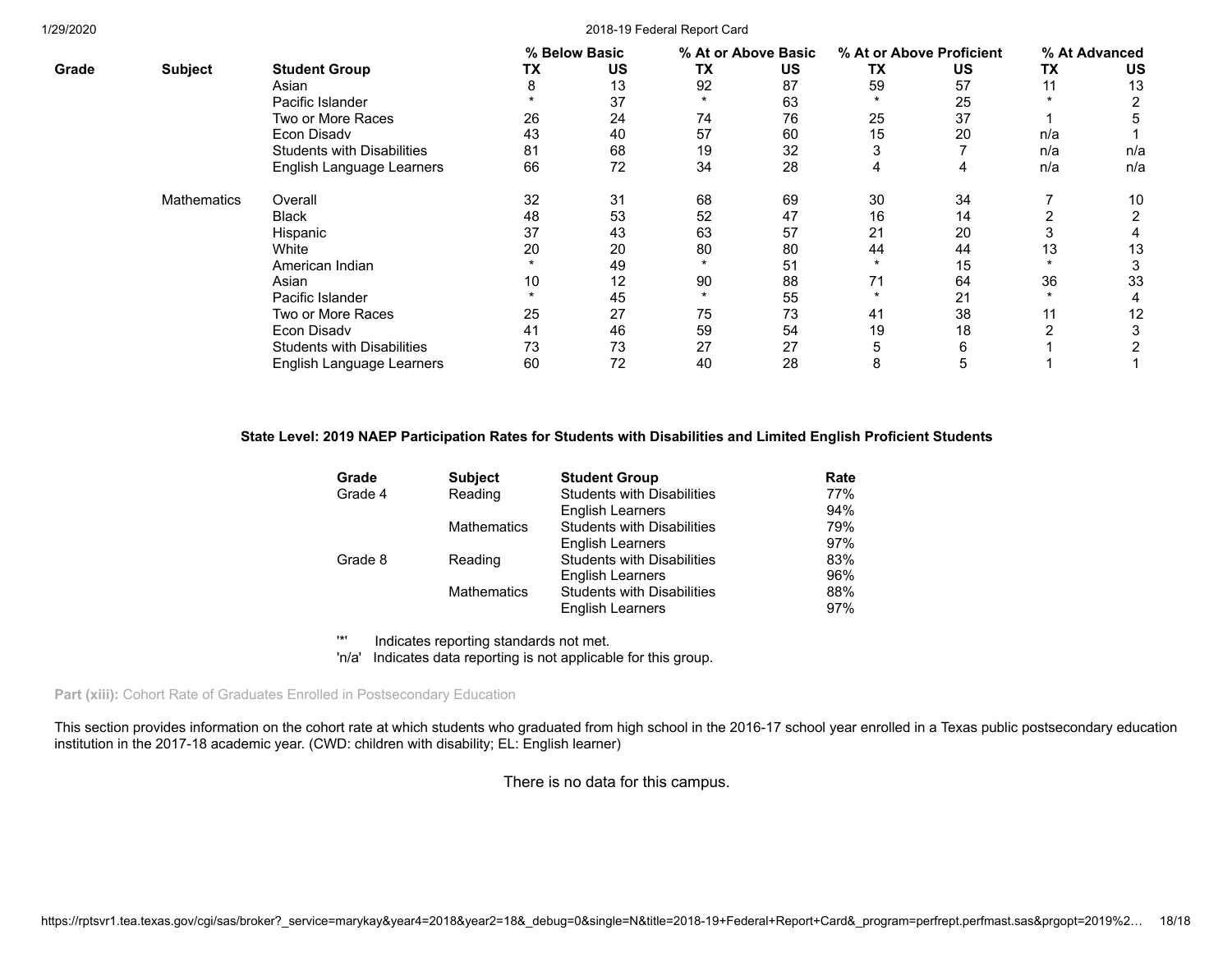| Grade | Subject | Student Group | % Below Basic TX | % Below Basic US | % At or Above Basic TX | % At or Above Basic US | % At or Above Proficient TX | % At or Above Proficient US | % At Advanced TX | % At Advanced US |
|---|---|---|---|---|---|---|---|---|---|---|
| | | Asian | 8 | 13 | 92 | 87 | 59 | 57 | 11 | 13 |
| | | Pacific Islander | * | 37 | * | 63 | * | 25 | * | 2 |
| | | Two or More Races | 26 | 24 | 74 | 76 | 25 | 37 | 1 | 5 |
| | | Econ Disadv | 43 | 40 | 57 | 60 | 15 | 20 | n/a | 1 |
| | | Students with Disabilities | 81 | 68 | 19 | 32 | 3 | 7 | n/a | n/a |
| | | English Language Learners | 66 | 72 | 34 | 28 | 4 | 4 | n/a | n/a |
| | Mathematics | Overall | 32 | 31 | 68 | 69 | 30 | 34 | 7 | 10 |
| | | Black | 48 | 53 | 52 | 47 | 16 | 14 | 2 | 2 |
| | | Hispanic | 37 | 43 | 63 | 57 | 21 | 20 | 3 | 4 |
| | | White | 20 | 20 | 80 | 80 | 44 | 44 | 13 | 13 |
| | | American Indian | * | 49 | * | 51 | * | 15 | * | 3 |
| | | Asian | 10 | 12 | 90 | 88 | 71 | 64 | 36 | 33 |
| | | Pacific Islander | * | 45 | * | 55 | * | 21 | * | 4 |
| | | Two or More Races | 25 | 27 | 75 | 73 | 41 | 38 | 11 | 12 |
| | | Econ Disadv | 41 | 46 | 59 | 54 | 19 | 18 | 2 | 3 |
| | | Students with Disabilities | 73 | 73 | 27 | 27 | 5 | 6 | 1 | 2 |
| | | English Language Learners | 60 | 72 | 40 | 28 | 8 | 5 | 1 | 1 |

**State Level: 2019 NAEP Participation Rates for Students with Disabilities and Limited English Proficient Students**

| Grade | Subject | Student Group | Rate |
|---|---|---|---|
| Grade 4 | Reading | Students with Disabilities | 77% |
| | | English Learners | 94% |
| | Mathematics | Students with Disabilities | 79% |
| | | English Learners | 97% |
| Grade 8 | Reading | Students with Disabilities | 83% |
| | | English Learners | 96% |
| | Mathematics | Students with Disabilities | 88% |
| | | English Learners | 97% |

'*' Indicates reporting standards not met.
'n/a' Indicates data reporting is not applicable for this group.

**Part (xiii):** Cohort Rate of Graduates Enrolled in Postsecondary Education

This section provides information on the cohort rate at which students who graduated from high school in the 2016-17 school year enrolled in a Texas public postsecondary education institution in the 2017-18 academic year. (CWD: children with disability; EL: English learner)

There is no data for this campus.